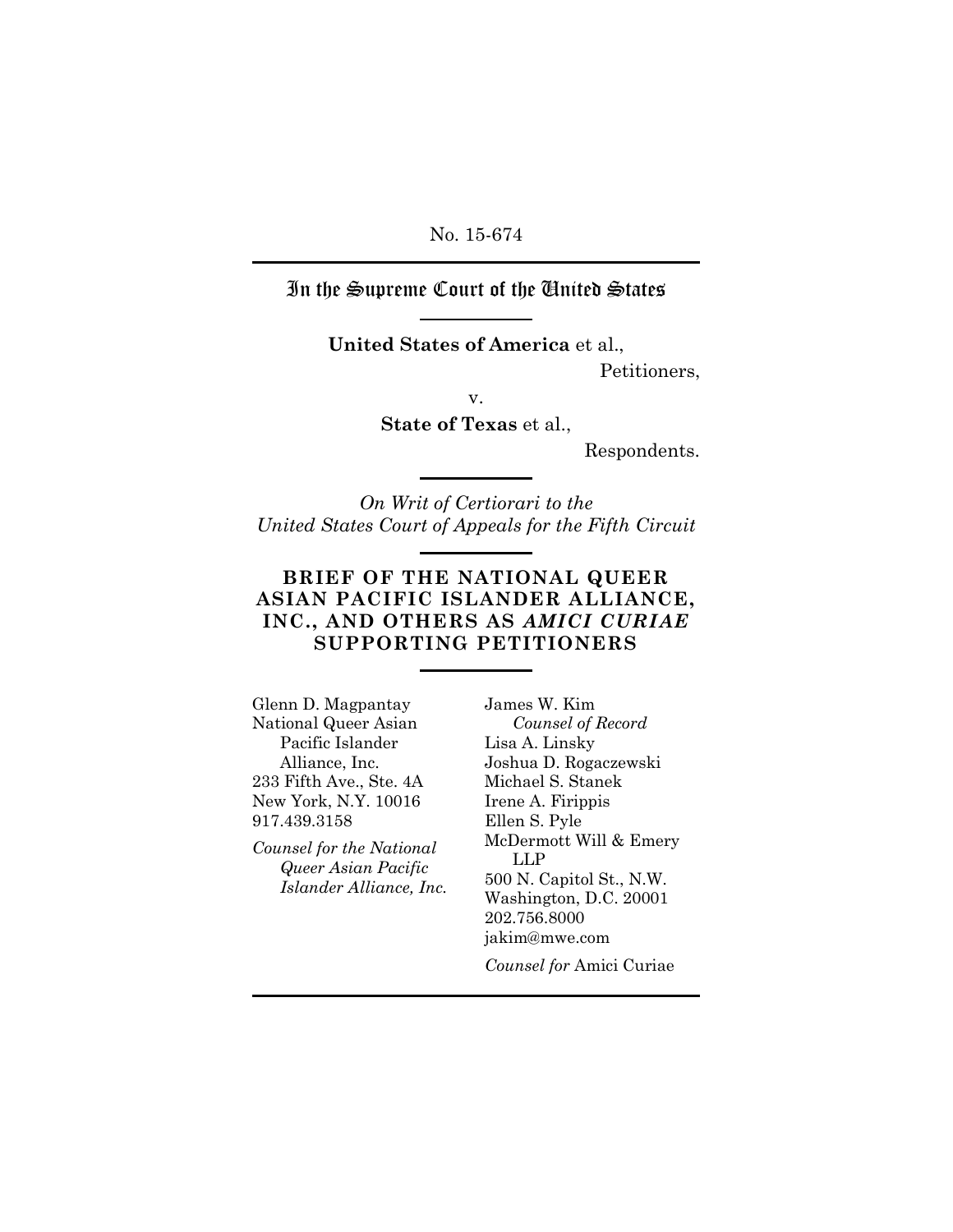No. 15-674

# In the Supreme Court of the United States

**United States of America** et al.,

Petitioners,

v.

**State of Texas** et al.,

Respondents.

*On Writ of Certiorari to the United States Court of Appeals for the Fifth Circuit*

## BRIEF OF THE NATIONAL QUEER ASIAN PACIFIC ISLANDER ALLIANCE, INC., AND OTHERS AS *AMICI CURIAE* SUPPORTING PETITIONERS

Glenn D. Magpantay
National Queer Asian Pacific Islander Alliance, Inc.
233 Fifth Ave., Ste. 4A
New York, N.Y. 10016
917.439.3158

*Counsel for the National Queer Asian Pacific Islander Alliance, Inc.*

James W. Kim
*Counsel of Record*
Lisa A. Linsky
Joshua D. Rogaczewski
Michael S. Stanek
Irene A. Firippis
Ellen S. Pyle
McDermott Will & Emery LLP
500 N. Capitol St., N.W.
Washington, D.C. 20001
202.756.8000
jakim@mwe.com

*Counsel for* Amici Curiae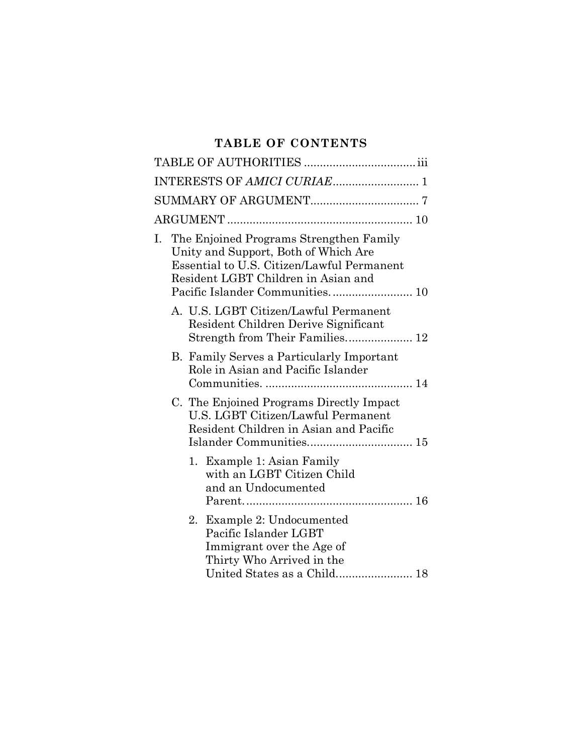# TABLE OF CONTENTS

TABLE OF AUTHORITIES .................................. iii

INTERESTS OF *AMICI CURIAE* .......................... 1

SUMMARY OF ARGUMENT.................................. 7

ARGUMENT .......................................................... 10

I. The Enjoined Programs Strengthen Family Unity and Support, Both of Which Are Essential to U.S. Citizen/Lawful Permanent Resident LGBT Children in Asian and Pacific Islander Communities. ......................... 10

   A. U.S. LGBT Citizen/Lawful Permanent Resident Children Derive Significant Strength from Their Families. .................... 12

   B. Family Serves a Particularly Important Role in Asian and Pacific Islander Communities. .............................................. 14

   C. The Enjoined Programs Directly Impact U.S. LGBT Citizen/Lawful Permanent Resident Children in Asian and Pacific Islander Communities................................ 15

      1. Example 1: Asian Family with an LGBT Citizen Child and an Undocumented Parent. .................................................... 16

      2. Example 2: Undocumented Pacific Islander LGBT Immigrant over the Age of Thirty Who Arrived in the United States as a Child....................... 18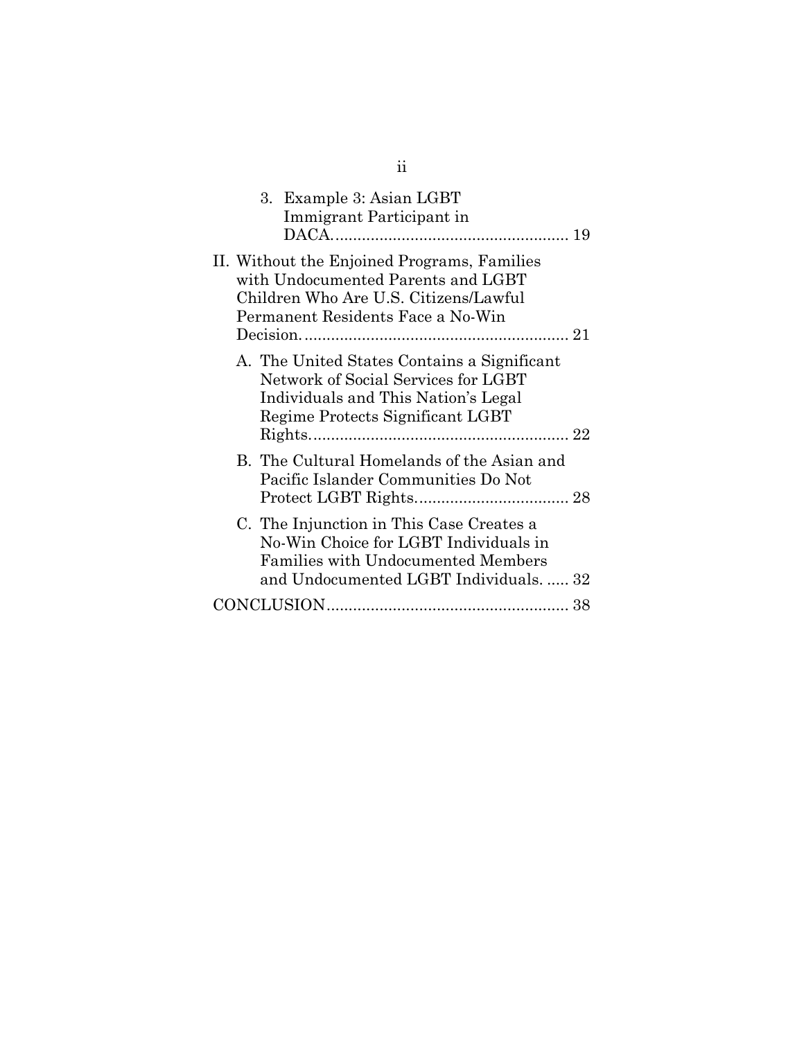3. Example 3: Asian LGBT Immigrant Participant in DACA. ..................................................... 19

II. Without the Enjoined Programs, Families with Undocumented Parents and LGBT Children Who Are U.S. Citizens/Lawful Permanent Residents Face a No-Win Decision. ........................................................... 21

A. The United States Contains a Significant Network of Social Services for LGBT Individuals and This Nation's Legal Regime Protects Significant LGBT Rights. ......................................................... 22

B. The Cultural Homelands of the Asian and Pacific Islander Communities Do Not Protect LGBT Rights. .................................. 28

C. The Injunction in This Case Creates a No-Win Choice for LGBT Individuals in Families with Undocumented Members and Undocumented LGBT Individuals. ..... 32

CONCLUSION ...................................................... 38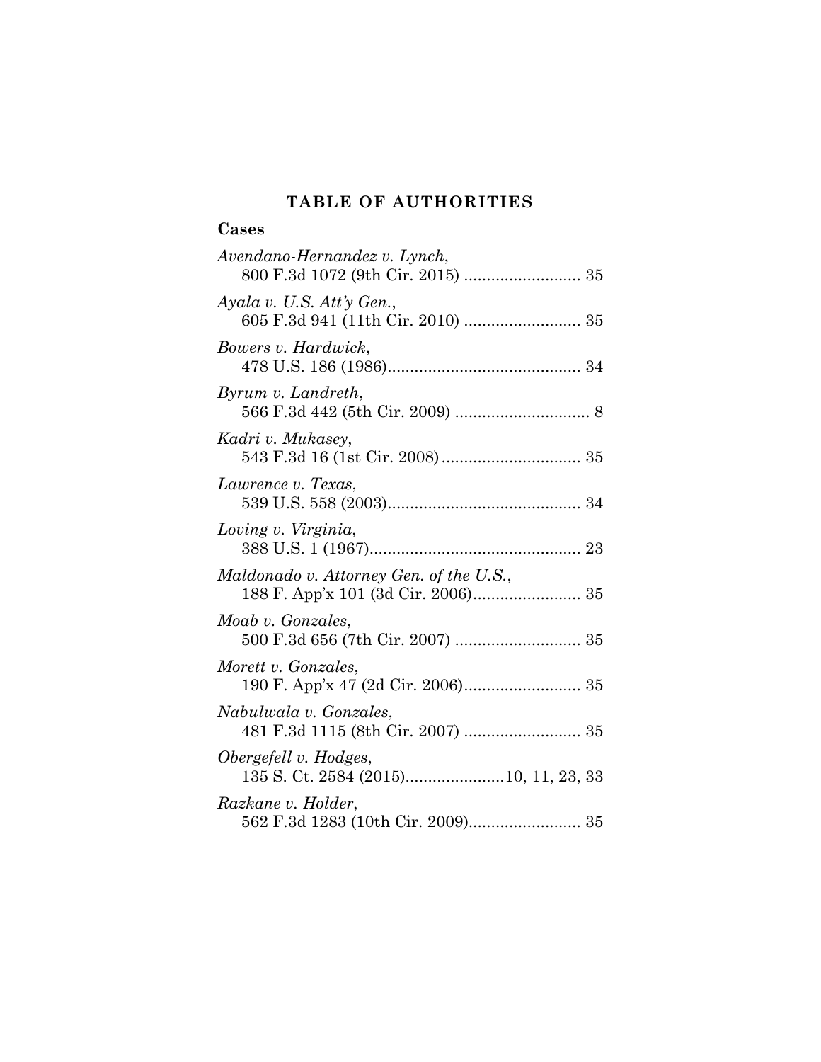# TABLE OF AUTHORITIES

## Cases

*Avendano-Hernandez v. Lynch*,
800 F.3d 1072 (9th Cir. 2015) .......................... 35

*Ayala v. U.S. Att'y Gen.*,
605 F.3d 941 (11th Cir. 2010) .......................... 35

*Bowers v. Hardwick*,
478 U.S. 186 (1986)........................................... 34

*Byrum v. Landreth*,
566 F.3d 442 (5th Cir. 2009) .............................. 8

*Kadri v. Mukasey*,
543 F.3d 16 (1st Cir. 2008)............................... 35

*Lawrence v. Texas*,
539 U.S. 558 (2003)........................................... 34

*Loving v. Virginia*,
388 U.S. 1 (1967)............................................... 23

*Maldonado v. Attorney Gen. of the U.S.*,
188 F. App'x 101 (3d Cir. 2006)........................ 35

*Moab v. Gonzales*,
500 F.3d 656 (7th Cir. 2007) ............................ 35

*Morett v. Gonzales*,
190 F. App'x 47 (2d Cir. 2006).......................... 35

*Nabulwala v. Gonzales*,
481 F.3d 1115 (8th Cir. 2007) .......................... 35

*Obergefell v. Hodges*,
135 S. Ct. 2584 (2015)......................10, 11, 23, 33

*Razkane v. Holder*,
562 F.3d 1283 (10th Cir. 2009)......................... 35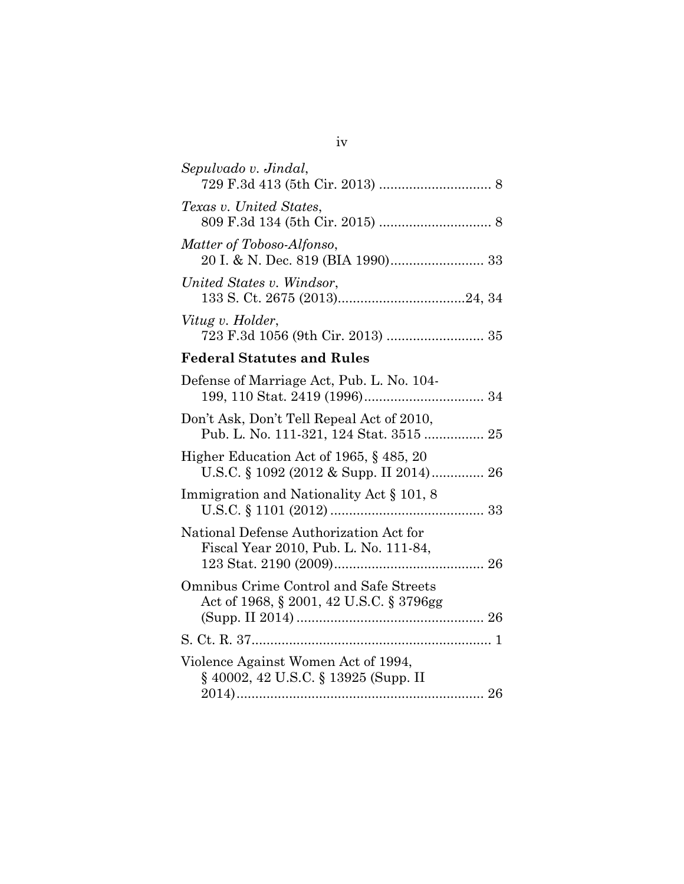*Sepulvado v. Jindal*,
729 F.3d 413 (5th Cir. 2013) .............................. 8

*Texas v. United States*,
809 F.3d 134 (5th Cir. 2015) .............................. 8

*Matter of Toboso-Alfonso*,
20 I. & N. Dec. 819 (BIA 1990)......................... 33

*United States v. Windsor*,
133 S. Ct. 2675 (2013)..................................24, 34

*Vitug v. Holder*,
723 F.3d 1056 (9th Cir. 2013) .......................... 35

**Federal Statutes and Rules**

Defense of Marriage Act, Pub. L. No. 104-199, 110 Stat. 2419 (1996)................................ 34

Don't Ask, Don't Tell Repeal Act of 2010, Pub. L. No. 111-321, 124 Stat. 3515 ................ 25

Higher Education Act of 1965, § 485, 20 U.S.C. § 1092 (2012 & Supp. II 2014).............. 26

Immigration and Nationality Act § 101, 8 U.S.C. § 1101 (2012) ......................................... 33

National Defense Authorization Act for Fiscal Year 2010, Pub. L. No. 111-84, 123 Stat. 2190 (2009)........................................ 26

Omnibus Crime Control and Safe Streets Act of 1968, § 2001, 42 U.S.C. § 3796gg (Supp. II 2014) .................................................. 26

S. Ct. R. 37................................................................ 1

Violence Against Women Act of 1994, § 40002, 42 U.S.C. § 13925 (Supp. II 2014).................................................................. 26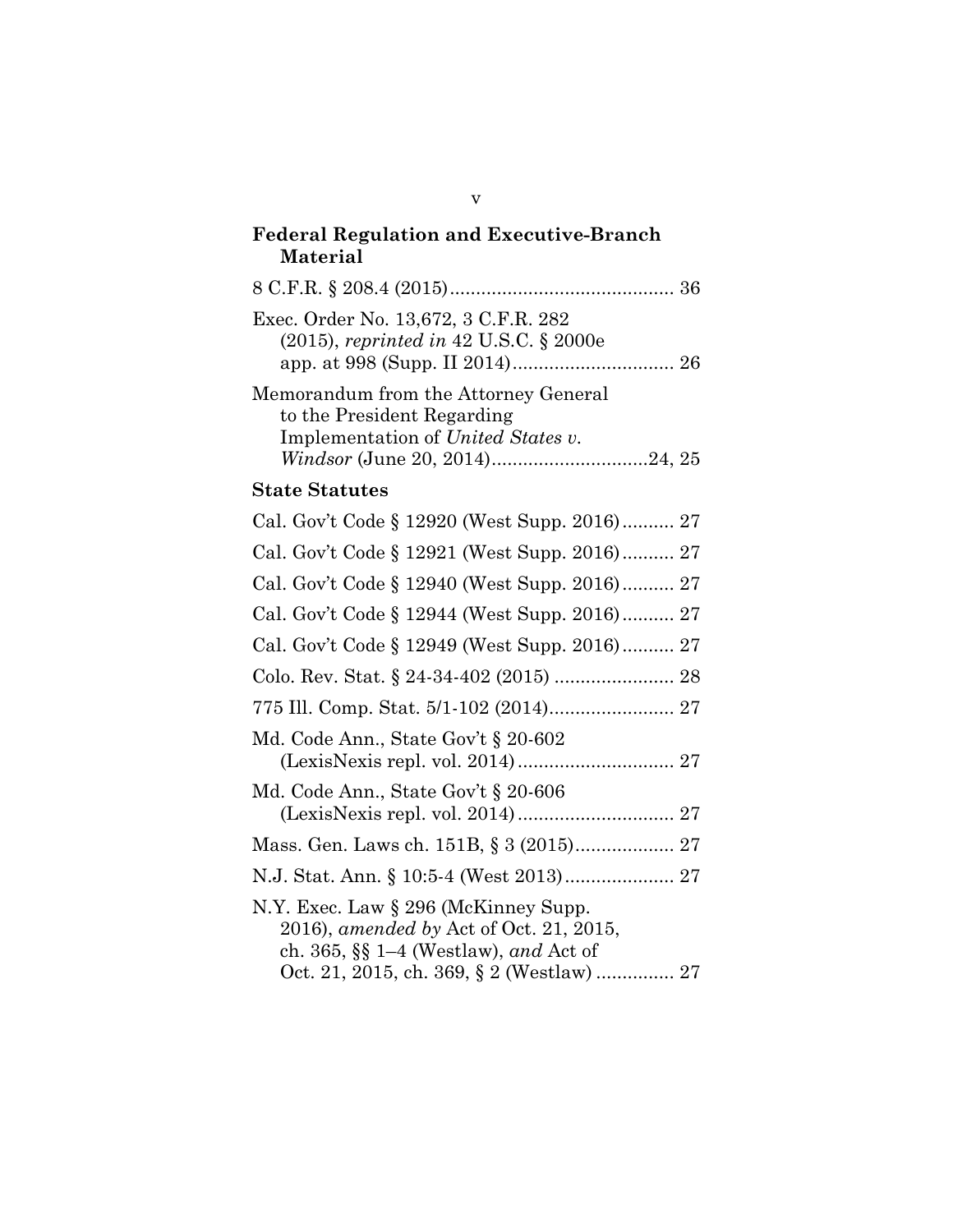**Federal Regulation and Executive-Branch Material**

8 C.F.R. § 208.4 (2015) .......................................... 36

Exec. Order No. 13,672, 3 C.F.R. 282 (2015), *reprinted in* 42 U.S.C. § 2000e app. at 998 (Supp. II 2014) ............................... 26

Memorandum from the Attorney General to the President Regarding Implementation of *United States v. Windsor* (June 20, 2014) .............................24, 25

**State Statutes**

Cal. Gov't Code § 12920 (West Supp. 2016) .......... 27

Cal. Gov't Code § 12921 (West Supp. 2016) .......... 27

Cal. Gov't Code § 12940 (West Supp. 2016) .......... 27

Cal. Gov't Code § 12944 (West Supp. 2016) .......... 27

Cal. Gov't Code § 12949 (West Supp. 2016) .......... 27

Colo. Rev. Stat. § 24-34-402 (2015) ....................... 28

775 Ill. Comp. Stat. 5/1-102 (2014) ........................ 27

Md. Code Ann., State Gov't § 20-602 (LexisNexis repl. vol. 2014) .............................. 27

Md. Code Ann., State Gov't § 20-606 (LexisNexis repl. vol. 2014) .............................. 27

Mass. Gen. Laws ch. 151B, § 3 (2015) ................... 27

N.J. Stat. Ann. § 10:5-4 (West 2013) ..................... 27

N.Y. Exec. Law § 296 (McKinney Supp. 2016), *amended by* Act of Oct. 21, 2015, ch. 365, §§ 1–4 (Westlaw), *and* Act of Oct. 21, 2015, ch. 369, § 2 (Westlaw) ............... 27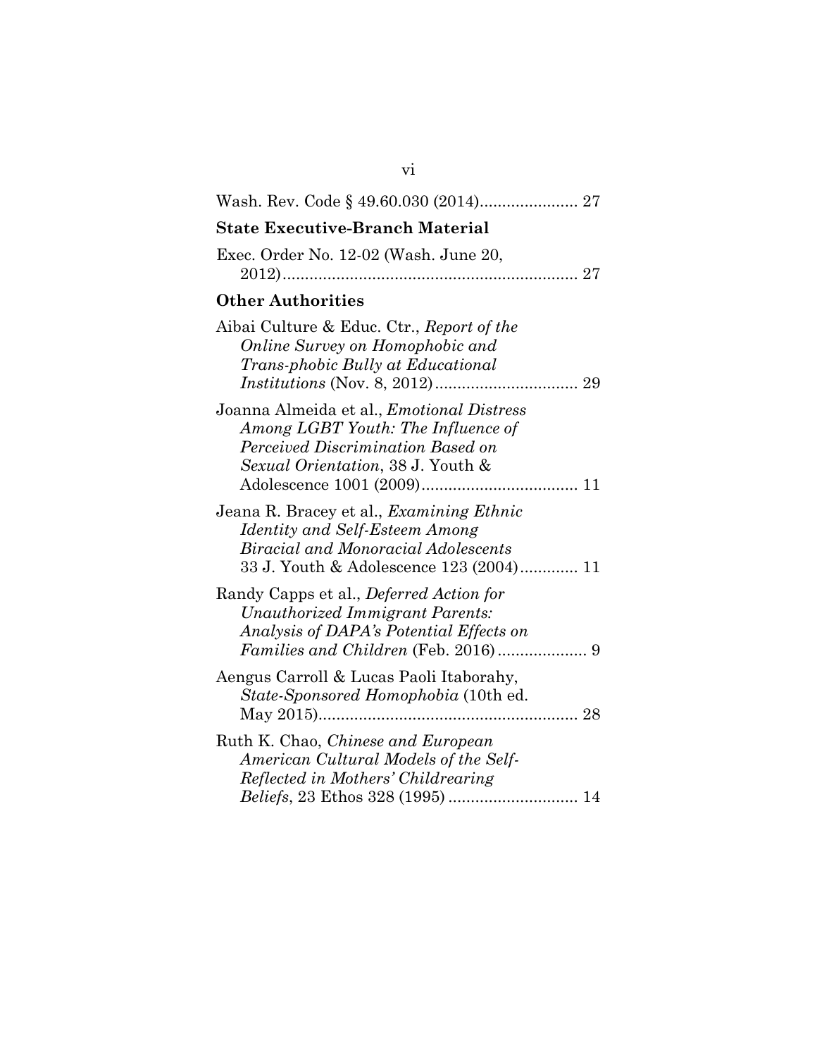Wash. Rev. Code § 49.60.030 (2014)...................... 27

**State Executive-Branch Material**

Exec. Order No. 12-02 (Wash. June 20, 2012).................................................................. 27

**Other Authorities**

Aibai Culture & Educ. Ctr., *Report of the Online Survey on Homophobic and Trans-phobic Bully at Educational Institutions* (Nov. 8, 2012)................................ 29

Joanna Almeida et al., *Emotional Distress Among LGBT Youth: The Influence of Perceived Discrimination Based on Sexual Orientation*, 38 J. Youth & Adolescence 1001 (2009)................................... 11

Jeana R. Bracey et al., *Examining Ethnic Identity and Self-Esteem Among Biracial and Monoracial Adolescents* 33 J. Youth & Adolescence 123 (2004)............. 11

Randy Capps et al., *Deferred Action for Unauthorized Immigrant Parents: Analysis of DAPA's Potential Effects on Families and Children* (Feb. 2016).................... 9

Aengus Carroll & Lucas Paoli Itaborahy, *State-Sponsored Homophobia* (10th ed. May 2015).......................................................... 28

Ruth K. Chao, *Chinese and European American Cultural Models of the Self-Reflected in Mothers' Childrearing Beliefs*, 23 Ethos 328 (1995) ............................ 14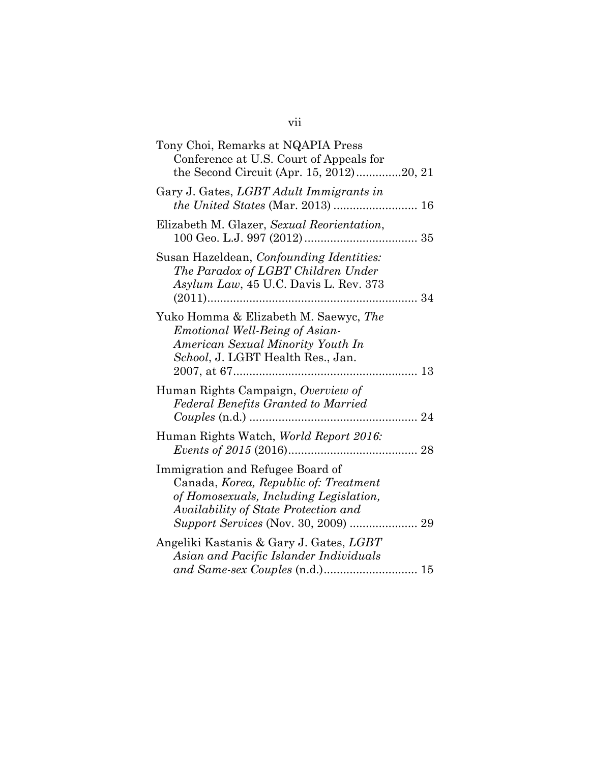Tony Choi, Remarks at NQAPIA Press Conference at U.S. Court of Appeals for the Second Circuit (Apr. 15, 2012)..............20, 21

Gary J. Gates, *LGBT Adult Immigrants in the United States* (Mar. 2013) .......................... 16

Elizabeth M. Glazer, *Sexual Reorientation*, 100 Geo. L.J. 997 (2012).................................. 35

Susan Hazeldean, *Confounding Identities: The Paradox of LGBT Children Under Asylum Law*, 45 U.C. Davis L. Rev. 373 (2011)................................................................ 34

Yuko Homma & Elizabeth M. Saewyc, *The Emotional Well-Being of Asian-American Sexual Minority Youth In School*, J. LGBT Health Res., Jan. 2007, at 67........................................................ 13

Human Rights Campaign, *Overview of Federal Benefits Granted to Married Couples* (n.d.) .................................................... 24

Human Rights Watch, *World Report 2016: Events of 2015* (2016)........................................ 28

Immigration and Refugee Board of Canada, *Korea, Republic of: Treatment of Homosexuals, Including Legislation, Availability of State Protection and Support Services* (Nov. 30, 2009) ..................... 29

Angeliki Kastanis & Gary J. Gates, *LGBT Asian and Pacific Islander Individuals and Same-sex Couples* (n.d.)............................ 15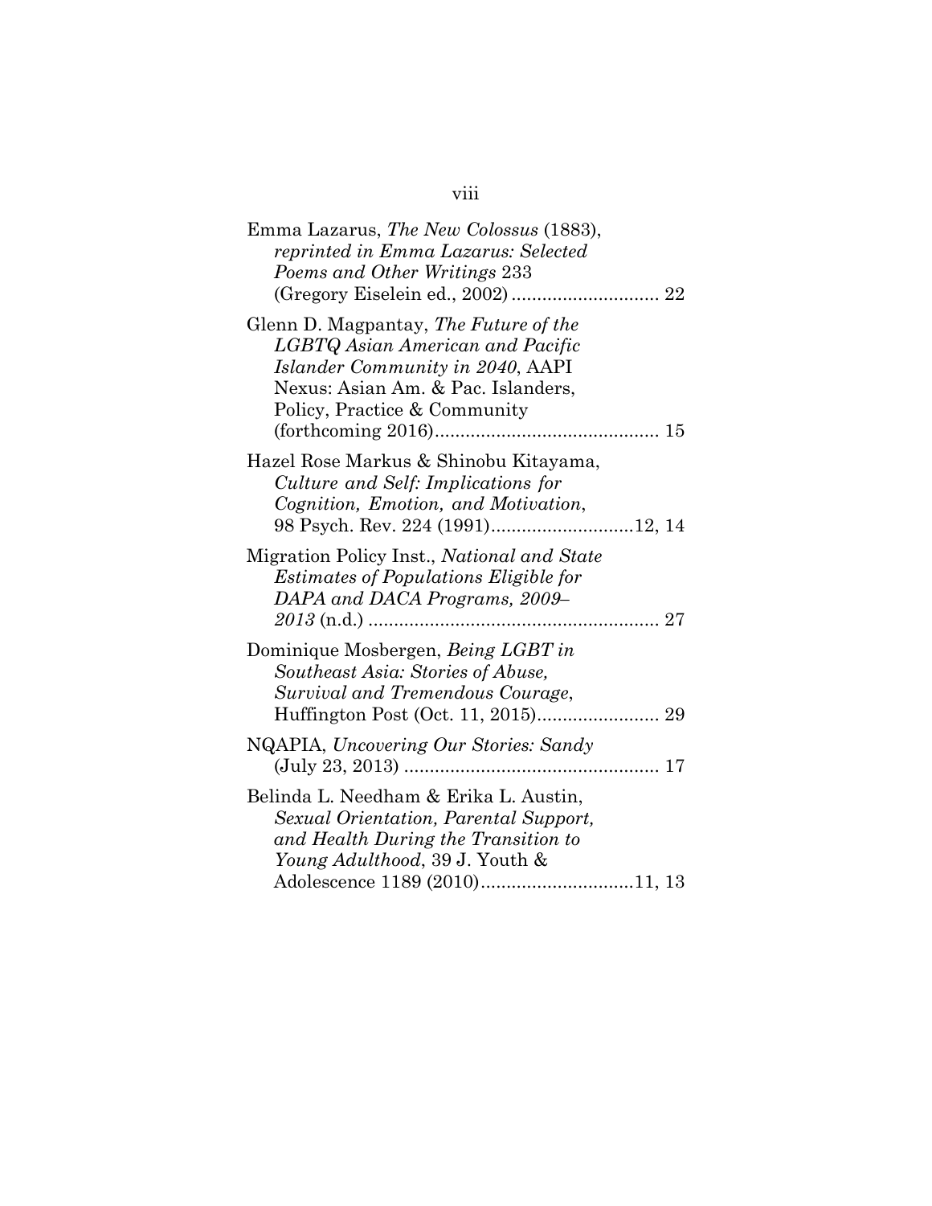Emma Lazarus, *The New Colossus* (1883), *reprinted in Emma Lazarus: Selected Poems and Other Writings* 233 (Gregory Eiselein ed., 2002) ............................ 22

Glenn D. Magpantay, *The Future of the LGBTQ Asian American and Pacific Islander Community in 2040*, AAPI Nexus: Asian Am. & Pac. Islanders, Policy, Practice & Community (forthcoming 2016).......................................... 15

Hazel Rose Markus & Shinobu Kitayama, *Culture and Self: Implications for Cognition, Emotion, and Motivation*, 98 Psych. Rev. 224 (1991)...........................12, 14

Migration Policy Inst., *National and State Estimates of Populations Eligible for DAPA and DACA Programs, 2009–2013* (n.d.) ....................................................... 27

Dominique Mosbergen, *Being LGBT in Southeast Asia: Stories of Abuse, Survival and Tremendous Courage*, Huffington Post (Oct. 11, 2015)....................... 29

NQAPIA, *Uncovering Our Stories: Sandy* (July 23, 2013) ................................................ 17

Belinda L. Needham & Erika L. Austin, *Sexual Orientation, Parental Support, and Health During the Transition to Young Adulthood*, 39 J. Youth & Adolescence 1189 (2010).............................11, 13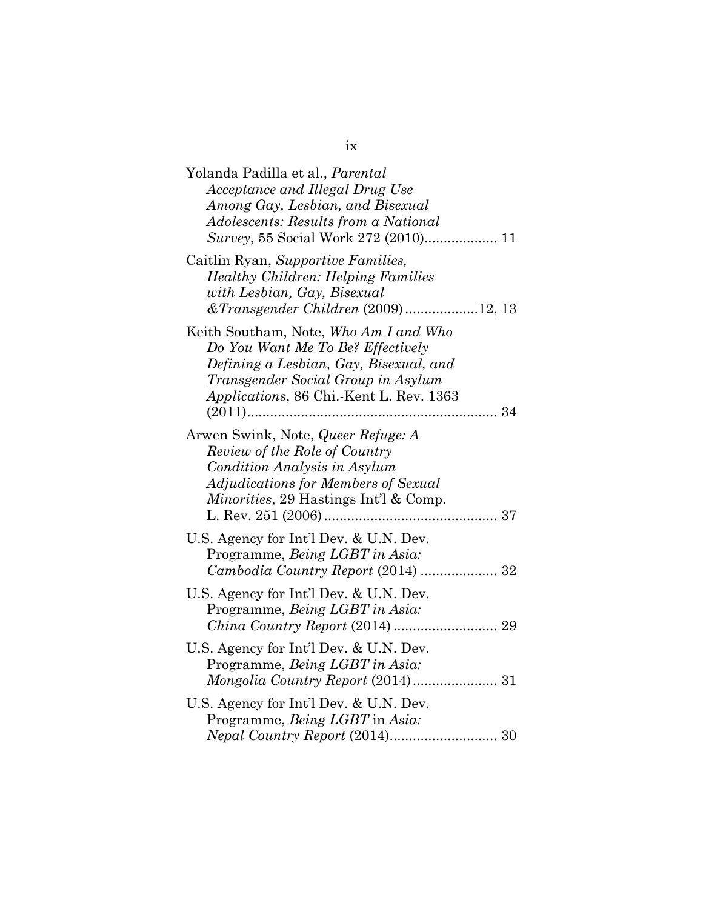Yolanda Padilla et al., *Parental Acceptance and Illegal Drug Use Among Gay, Lesbian, and Bisexual Adolescents: Results from a National Survey*, 55 Social Work 272 (2010)................... 11

Caitlin Ryan, *Supportive Families, Healthy Children: Helping Families with Lesbian, Gay, Bisexual &Transgender Children* (2009)...................12, 13

Keith Southam, Note, *Who Am I and Who Do You Want Me To Be? Effectively Defining a Lesbian, Gay, Bisexual, and Transgender Social Group in Asylum Applications*, 86 Chi.-Kent L. Rev. 1363 (2011)................................................................. 34

Arwen Swink, Note, *Queer Refuge: A Review of the Role of Country Condition Analysis in Asylum Adjudications for Members of Sexual Minorities*, 29 Hastings Int'l & Comp. L. Rev. 251 (2006)............................................. 37

U.S. Agency for Int'l Dev. & U.N. Dev. Programme, *Being LGBT in Asia: Cambodia Country Report* (2014) .................... 32

U.S. Agency for Int'l Dev. & U.N. Dev. Programme, *Being LGBT in Asia: China Country Report* (2014) ........................... 29

U.S. Agency for Int'l Dev. & U.N. Dev. Programme, *Being LGBT in Asia: Mongolia Country Report* (2014)...................... 31

U.S. Agency for Int'l Dev. & U.N. Dev. Programme, *Being LGBT* in *Asia: Nepal Country Report* (2014)............................ 30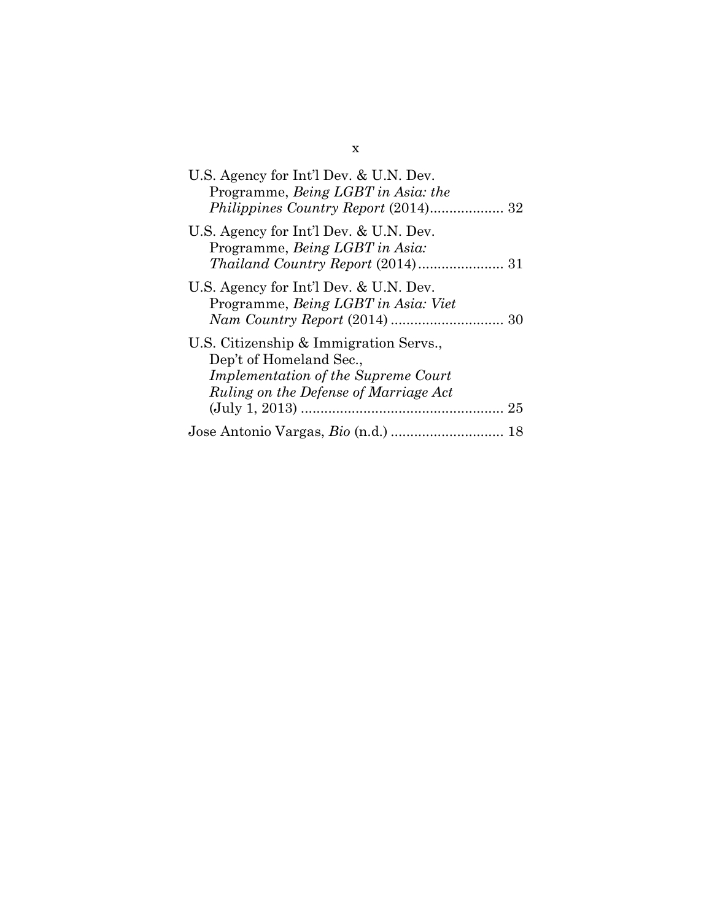U.S. Agency for Int'l Dev. & U.N. Dev. Programme, *Being LGBT in Asia: the Philippines Country Report* (2014) ................... 32

U.S. Agency for Int'l Dev. & U.N. Dev. Programme, *Being LGBT in Asia: Thailand Country Report* (2014) ...................... 31

U.S. Agency for Int'l Dev. & U.N. Dev. Programme, *Being LGBT in Asia: Viet Nam Country Report* (2014) ............................. 30

U.S. Citizenship & Immigration Servs., Dep't of Homeland Sec., *Implementation of the Supreme Court Ruling on the Defense of Marriage Act* (July 1, 2013) .................................................... 25

Jose Antonio Vargas, *Bio* (n.d.) ............................. 18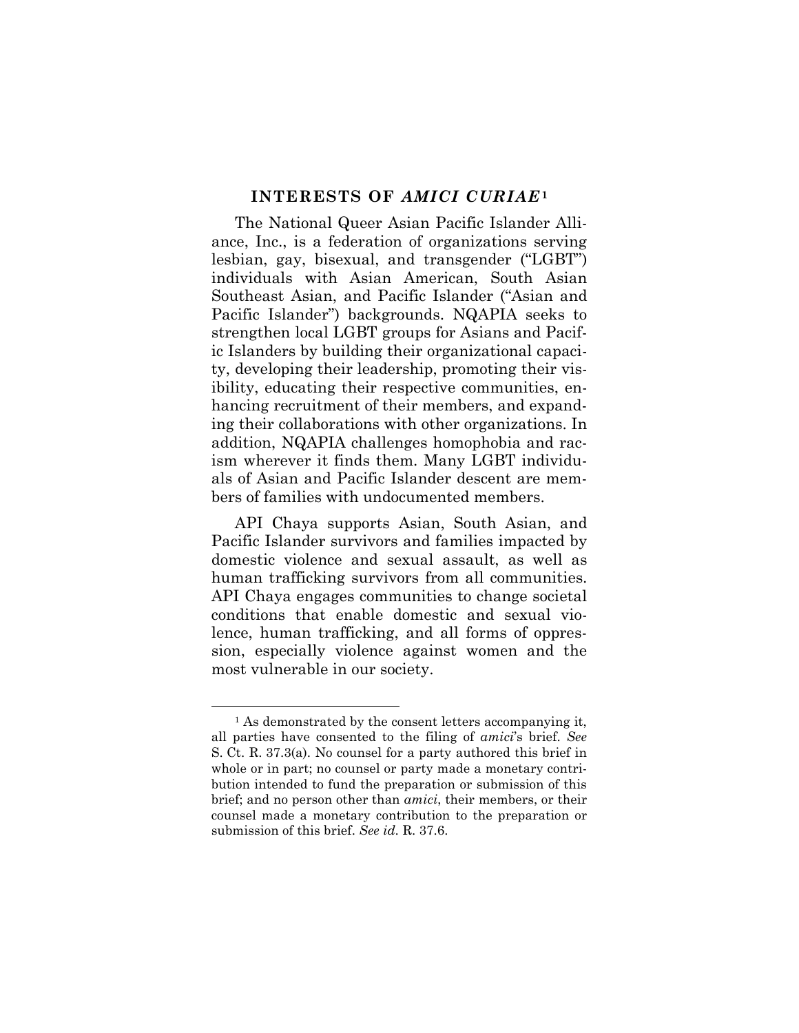## INTERESTS OF *AMICI CURIAE*[1]

The National Queer Asian Pacific Islander Alliance, Inc., is a federation of organizations serving lesbian, gay, bisexual, and transgender ("LGBT") individuals with Asian American, South Asian Southeast Asian, and Pacific Islander ("Asian and Pacific Islander") backgrounds. NQAPIA seeks to strengthen local LGBT groups for Asians and Pacific Islanders by building their organizational capacity, developing their leadership, promoting their visibility, educating their respective communities, enhancing recruitment of their members, and expanding their collaborations with other organizations. In addition, NQAPIA challenges homophobia and racism wherever it finds them. Many LGBT individuals of Asian and Pacific Islander descent are members of families with undocumented members.

API Chaya supports Asian, South Asian, and Pacific Islander survivors and families impacted by domestic violence and sexual assault, as well as human trafficking survivors from all communities. API Chaya engages communities to change societal conditions that enable domestic and sexual violence, human trafficking, and all forms of oppression, especially violence against women and the most vulnerable in our society.

---

[1] As demonstrated by the consent letters accompanying it, all parties have consented to the filing of *amici*'s brief. *See* S. Ct. R. 37.3(a). No counsel for a party authored this brief in whole or in part; no counsel or party made a monetary contribution intended to fund the preparation or submission of this brief; and no person other than *amici*, their members, or their counsel made a monetary contribution to the preparation or submission of this brief. *See id*. R. 37.6.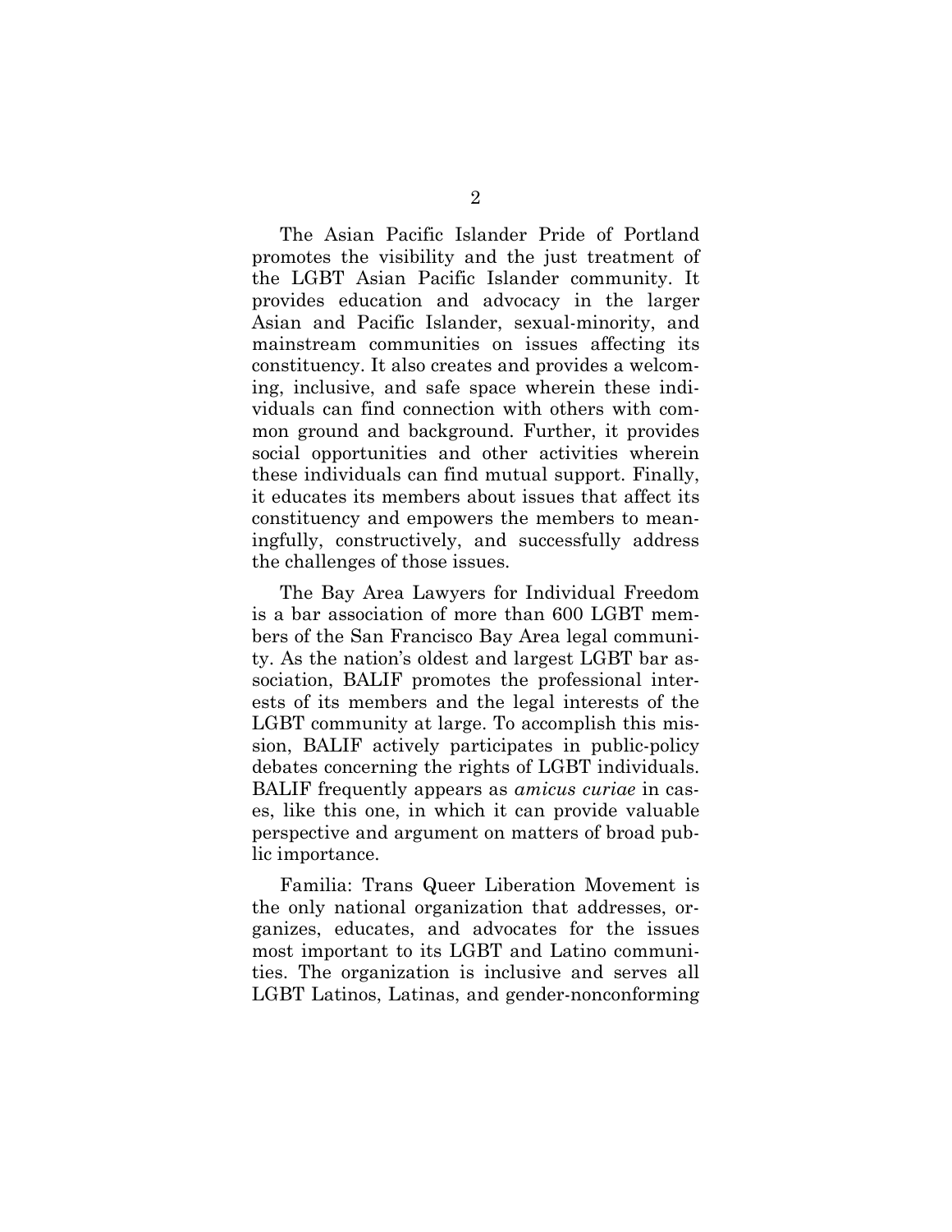The Asian Pacific Islander Pride of Portland promotes the visibility and the just treatment of the LGBT Asian Pacific Islander community. It provides education and advocacy in the larger Asian and Pacific Islander, sexual-minority, and mainstream communities on issues affecting its constituency. It also creates and provides a welcoming, inclusive, and safe space wherein these individuals can find connection with others with common ground and background. Further, it provides social opportunities and other activities wherein these individuals can find mutual support. Finally, it educates its members about issues that affect its constituency and empowers the members to meaningfully, constructively, and successfully address the challenges of those issues.

The Bay Area Lawyers for Individual Freedom is a bar association of more than 600 LGBT members of the San Francisco Bay Area legal community. As the nation's oldest and largest LGBT bar association, BALIF promotes the professional interests of its members and the legal interests of the LGBT community at large. To accomplish this mission, BALIF actively participates in public-policy debates concerning the rights of LGBT individuals. BALIF frequently appears as *amicus curiae* in cases, like this one, in which it can provide valuable perspective and argument on matters of broad public importance.

Familia: Trans Queer Liberation Movement is the only national organization that addresses, organizes, educates, and advocates for the issues most important to its LGBT and Latino communities. The organization is inclusive and serves all LGBT Latinos, Latinas, and gender-nonconforming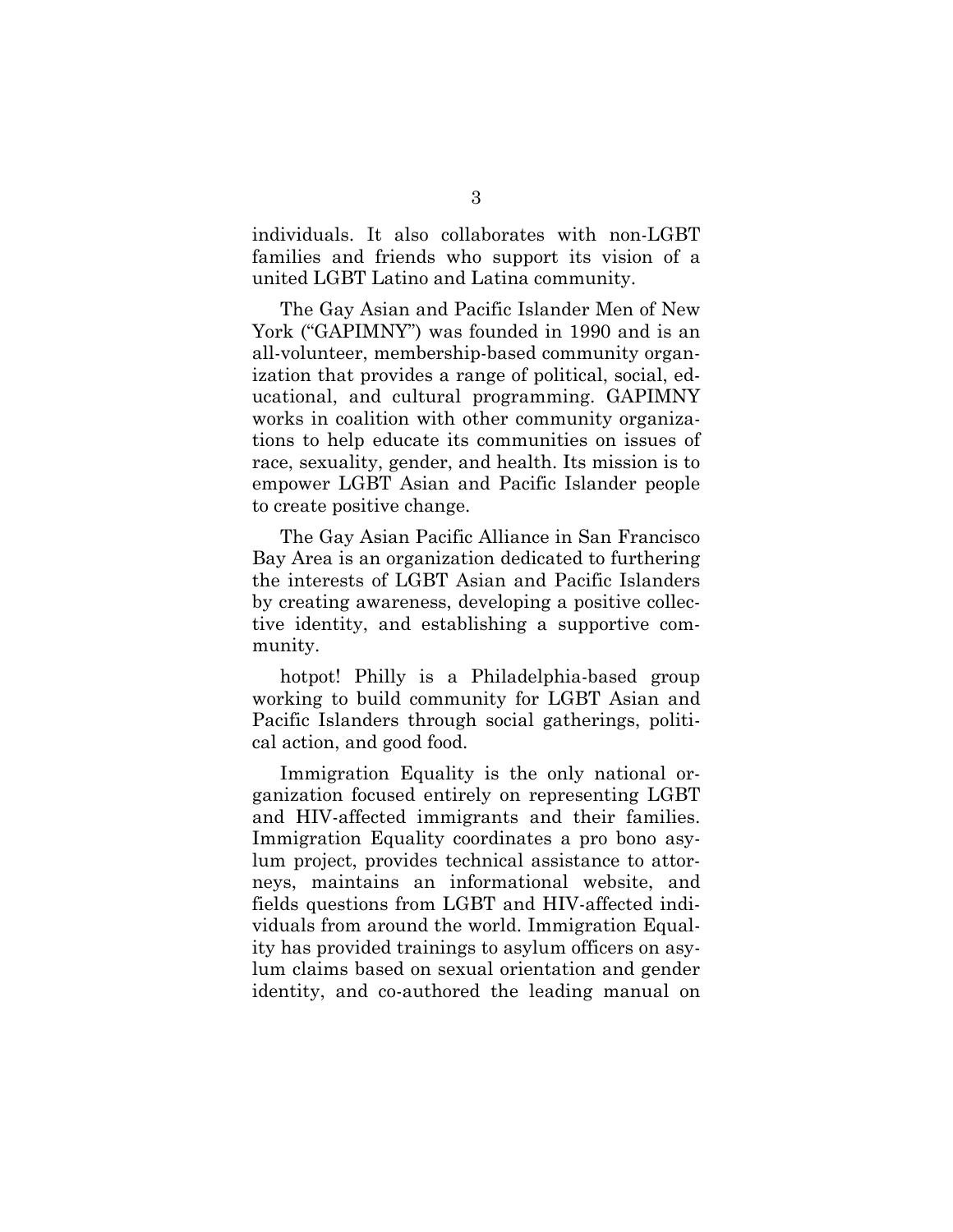individuals. It also collaborates with non-LGBT families and friends who support its vision of a united LGBT Latino and Latina community.

The Gay Asian and Pacific Islander Men of New York ("GAPIMNY") was founded in 1990 and is an all-volunteer, membership-based community organization that provides a range of political, social, educational, and cultural programming. GAPIMNY works in coalition with other community organizations to help educate its communities on issues of race, sexuality, gender, and health. Its mission is to empower LGBT Asian and Pacific Islander people to create positive change.

The Gay Asian Pacific Alliance in San Francisco Bay Area is an organization dedicated to furthering the interests of LGBT Asian and Pacific Islanders by creating awareness, developing a positive collective identity, and establishing a supportive community.

hotpot! Philly is a Philadelphia-based group working to build community for LGBT Asian and Pacific Islanders through social gatherings, political action, and good food.

Immigration Equality is the only national organization focused entirely on representing LGBT and HIV-affected immigrants and their families. Immigration Equality coordinates a pro bono asylum project, provides technical assistance to attorneys, maintains an informational website, and fields questions from LGBT and HIV-affected individuals from around the world. Immigration Equality has provided trainings to asylum officers on asylum claims based on sexual orientation and gender identity, and co-authored the leading manual on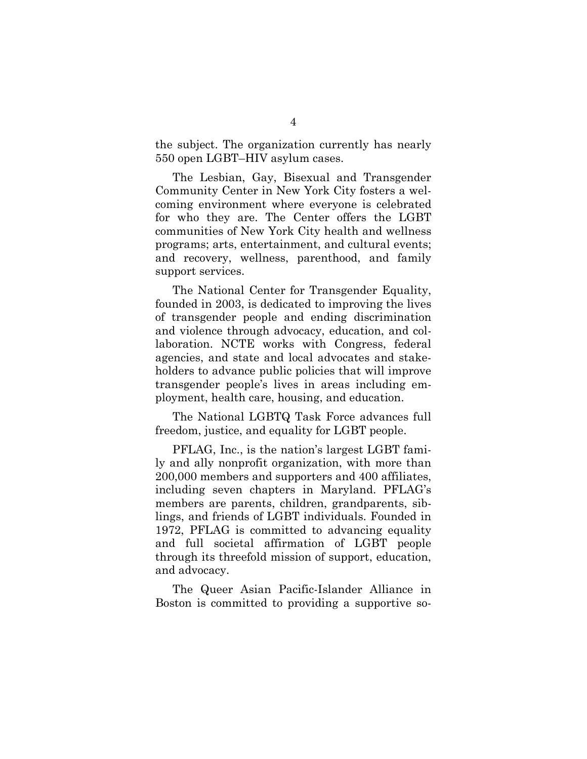the subject. The organization currently has nearly 550 open LGBT–HIV asylum cases.

The Lesbian, Gay, Bisexual and Transgender Community Center in New York City fosters a welcoming environment where everyone is celebrated for who they are. The Center offers the LGBT communities of New York City health and wellness programs; arts, entertainment, and cultural events; and recovery, wellness, parenthood, and family support services.

The National Center for Transgender Equality, founded in 2003, is dedicated to improving the lives of transgender people and ending discrimination and violence through advocacy, education, and collaboration. NCTE works with Congress, federal agencies, and state and local advocates and stakeholders to advance public policies that will improve transgender people's lives in areas including employment, health care, housing, and education.

The National LGBTQ Task Force advances full freedom, justice, and equality for LGBT people.

PFLAG, Inc., is the nation's largest LGBT family and ally nonprofit organization, with more than 200,000 members and supporters and 400 affiliates, including seven chapters in Maryland. PFLAG's members are parents, children, grandparents, siblings, and friends of LGBT individuals. Founded in 1972, PFLAG is committed to advancing equality and full societal affirmation of LGBT people through its threefold mission of support, education, and advocacy.

The Queer Asian Pacific-Islander Alliance in Boston is committed to providing a supportive so-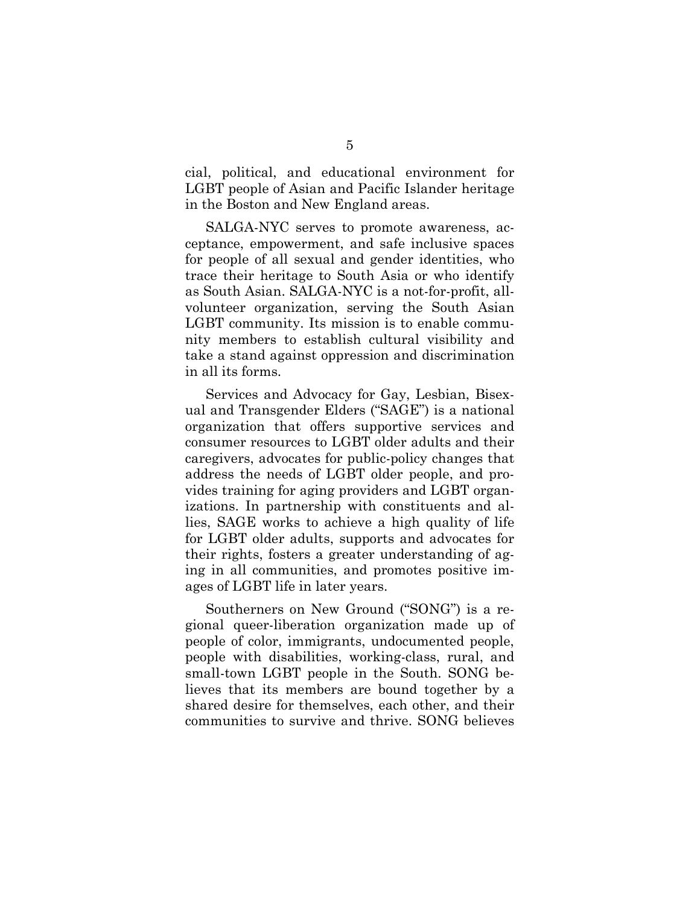cial, political, and educational environment for LGBT people of Asian and Pacific Islander heritage in the Boston and New England areas.

SALGA-NYC serves to promote awareness, acceptance, empowerment, and safe inclusive spaces for people of all sexual and gender identities, who trace their heritage to South Asia or who identify as South Asian. SALGA-NYC is a not-for-profit, all-volunteer organization, serving the South Asian LGBT community. Its mission is to enable community members to establish cultural visibility and take a stand against oppression and discrimination in all its forms.

Services and Advocacy for Gay, Lesbian, Bisexual and Transgender Elders ("SAGE") is a national organization that offers supportive services and consumer resources to LGBT older adults and their caregivers, advocates for public-policy changes that address the needs of LGBT older people, and provides training for aging providers and LGBT organizations. In partnership with constituents and allies, SAGE works to achieve a high quality of life for LGBT older adults, supports and advocates for their rights, fosters a greater understanding of aging in all communities, and promotes positive images of LGBT life in later years.

Southerners on New Ground ("SONG") is a regional queer-liberation organization made up of people of color, immigrants, undocumented people, people with disabilities, working-class, rural, and small-town LGBT people in the South. SONG believes that its members are bound together by a shared desire for themselves, each other, and their communities to survive and thrive. SONG believes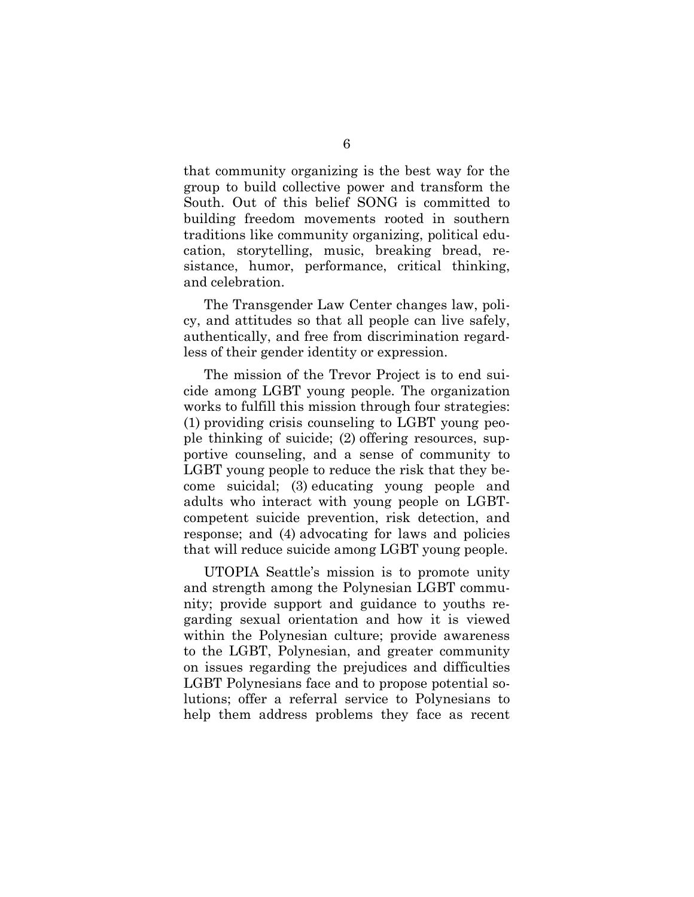that community organizing is the best way for the group to build collective power and transform the South. Out of this belief SONG is committed to building freedom movements rooted in southern traditions like community organizing, political education, storytelling, music, breaking bread, resistance, humor, performance, critical thinking, and celebration.

The Transgender Law Center changes law, policy, and attitudes so that all people can live safely, authentically, and free from discrimination regardless of their gender identity or expression.

The mission of the Trevor Project is to end suicide among LGBT young people. The organization works to fulfill this mission through four strategies: (1) providing crisis counseling to LGBT young people thinking of suicide; (2) offering resources, supportive counseling, and a sense of community to LGBT young people to reduce the risk that they become suicidal; (3) educating young people and adults who interact with young people on LGBT-competent suicide prevention, risk detection, and response; and (4) advocating for laws and policies that will reduce suicide among LGBT young people.

UTOPIA Seattle's mission is to promote unity and strength among the Polynesian LGBT community; provide support and guidance to youths regarding sexual orientation and how it is viewed within the Polynesian culture; provide awareness to the LGBT, Polynesian, and greater community on issues regarding the prejudices and difficulties LGBT Polynesians face and to propose potential solutions; offer a referral service to Polynesians to help them address problems they face as recent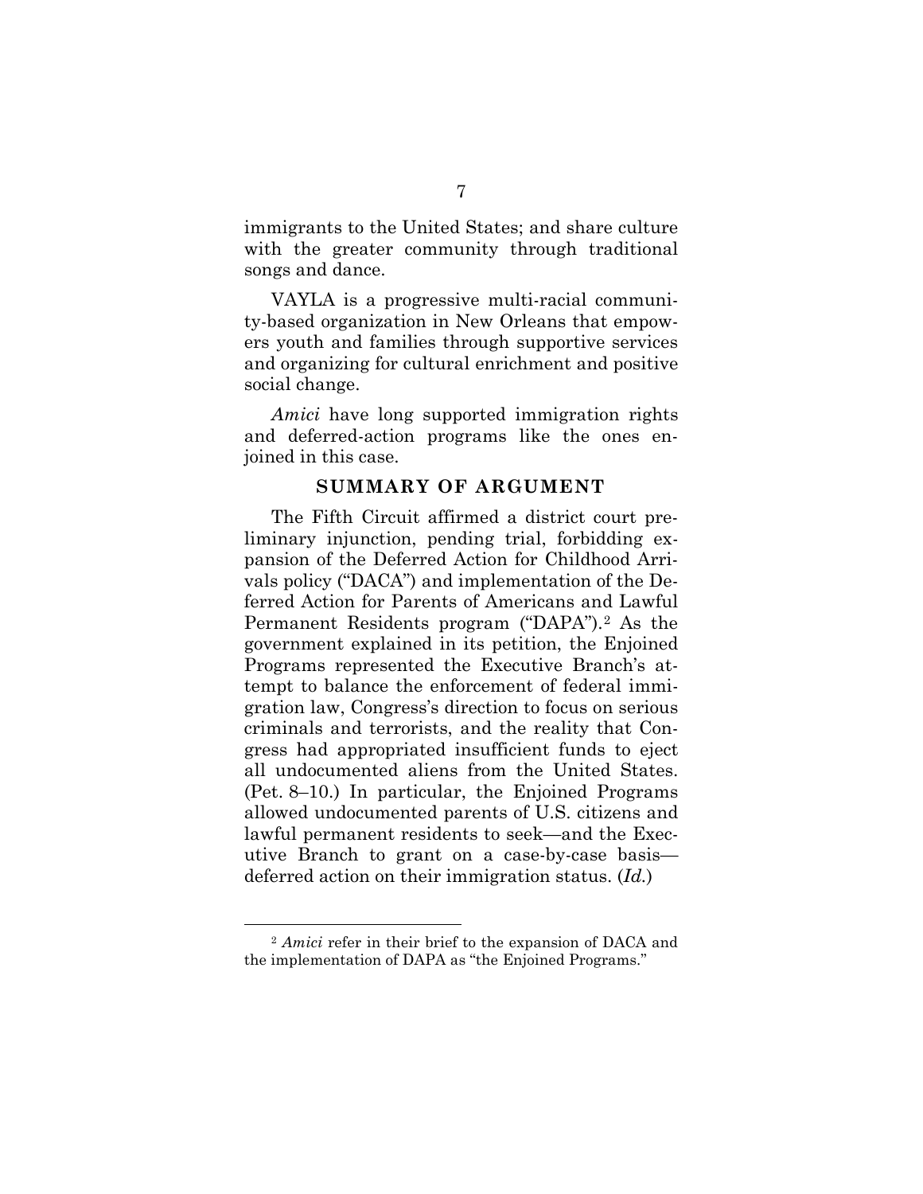immigrants to the United States; and share culture with the greater community through traditional songs and dance.

VAYLA is a progressive multi-racial community-based organization in New Orleans that empowers youth and families through supportive services and organizing for cultural enrichment and positive social change.

*Amici* have long supported immigration rights and deferred-action programs like the ones enjoined in this case.

## SUMMARY OF ARGUMENT

The Fifth Circuit affirmed a district court preliminary injunction, pending trial, forbidding expansion of the Deferred Action for Childhood Arrivals policy ("DACA") and implementation of the Deferred Action for Parents of Americans and Lawful Permanent Residents program ("DAPA").[2] As the government explained in its petition, the Enjoined Programs represented the Executive Branch's attempt to balance the enforcement of federal immigration law, Congress's direction to focus on serious criminals and terrorists, and the reality that Congress had appropriated insufficient funds to eject all undocumented aliens from the United States. (Pet. 8–10.) In particular, the Enjoined Programs allowed undocumented parents of U.S. citizens and lawful permanent residents to seek—and the Executive Branch to grant on a case-by-case basis—deferred action on their immigration status. (*Id.*)

---

[2] *Amici* refer in their brief to the expansion of DACA and the implementation of DAPA as "the Enjoined Programs."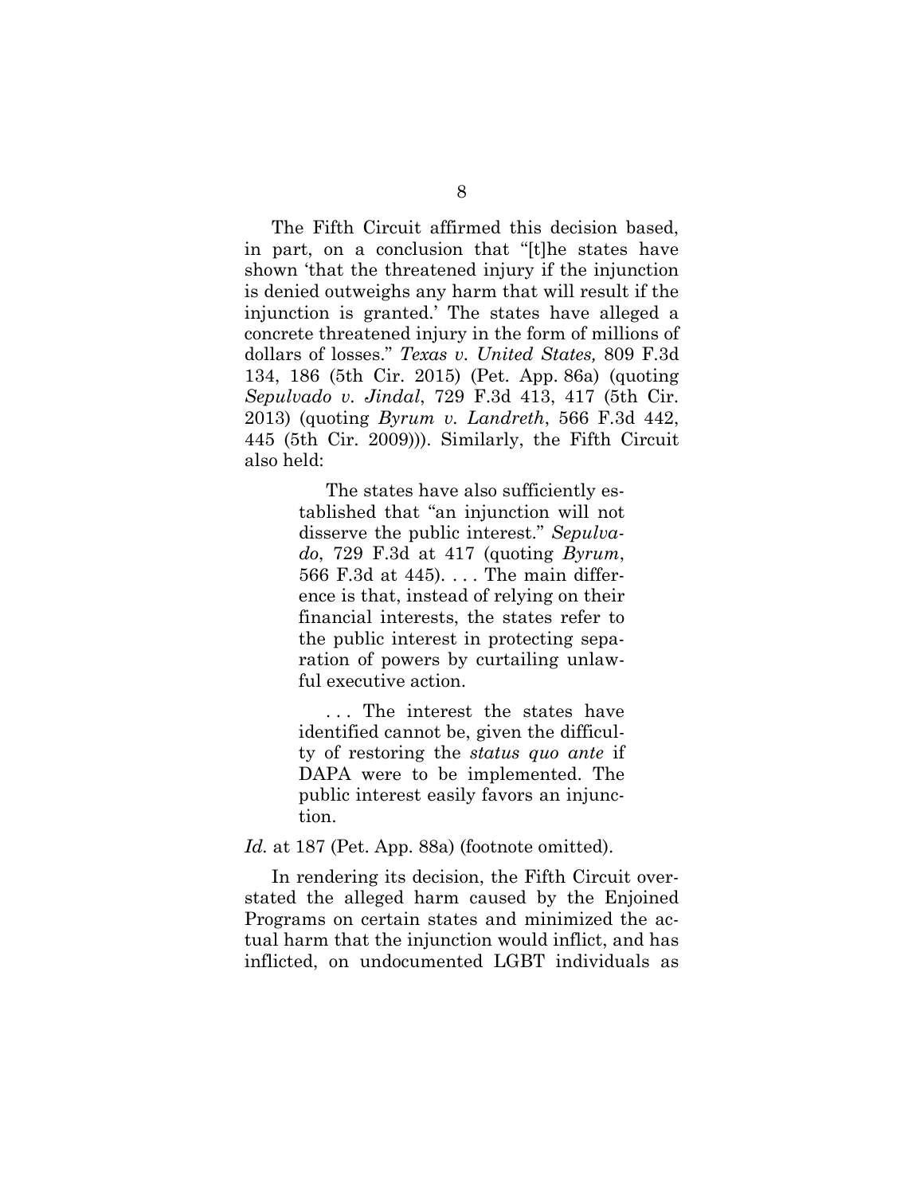The Fifth Circuit affirmed this decision based, in part, on a conclusion that "[t]he states have shown 'that the threatened injury if the injunction is denied outweighs any harm that will result if the injunction is granted.' The states have alleged a concrete threatened injury in the form of millions of dollars of losses." *Texas v. United States,* 809 F.3d 134, 186 (5th Cir. 2015) (Pet. App. 86a) (quoting *Sepulvado v. Jindal*, 729 F.3d 413, 417 (5th Cir. 2013) (quoting *Byrum v. Landreth*, 566 F.3d 442, 445 (5th Cir. 2009))). Similarly, the Fifth Circuit also held:

> The states have also sufficiently established that "an injunction will not disserve the public interest." *Sepulvado*, 729 F.3d at 417 (quoting *Byrum*, 566 F.3d at 445). . . . The main difference is that, instead of relying on their financial interests, the states refer to the public interest in protecting separation of powers by curtailing unlawful executive action.
>
> . . . The interest the states have identified cannot be, given the difficulty of restoring the *status quo ante* if DAPA were to be implemented. The public interest easily favors an injunction.

*Id.* at 187 (Pet. App. 88a) (footnote omitted).

In rendering its decision, the Fifth Circuit overstated the alleged harm caused by the Enjoined Programs on certain states and minimized the actual harm that the injunction would inflict, and has inflicted, on undocumented LGBT individuals as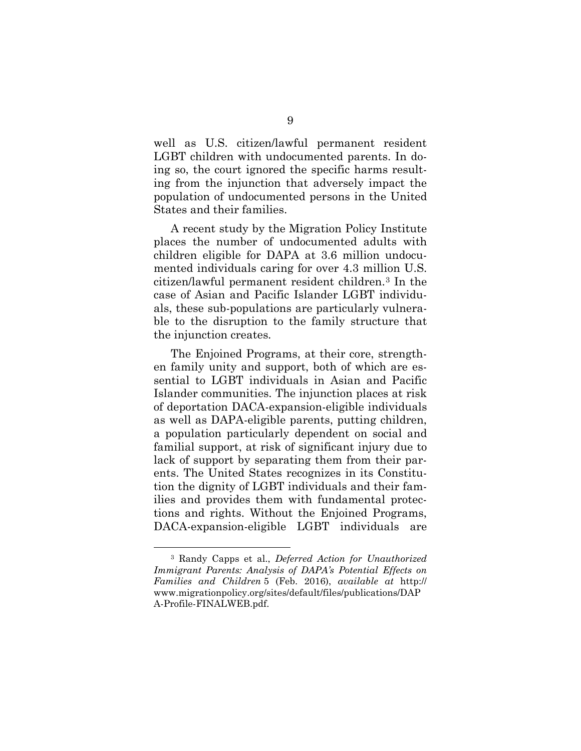well as U.S. citizen/lawful permanent resident LGBT children with undocumented parents. In doing so, the court ignored the specific harms resulting from the injunction that adversely impact the population of undocumented persons in the United States and their families.

A recent study by the Migration Policy Institute places the number of undocumented adults with children eligible for DAPA at 3.6 million undocumented individuals caring for over 4.3 million U.S. citizen/lawful permanent resident children.[3] In the case of Asian and Pacific Islander LGBT individuals, these sub-populations are particularly vulnerable to the disruption to the family structure that the injunction creates.

The Enjoined Programs, at their core, strengthen family unity and support, both of which are essential to LGBT individuals in Asian and Pacific Islander communities. The injunction places at risk of deportation DACA-expansion-eligible individuals as well as DAPA-eligible parents, putting children, a population particularly dependent on social and familial support, at risk of significant injury due to lack of support by separating them from their parents. The United States recognizes in its Constitution the dignity of LGBT individuals and their families and provides them with fundamental protections and rights. Without the Enjoined Programs, DACA-expansion-eligible LGBT individuals are

---

[3] Randy Capps et al., *Deferred Action for Unauthorized Immigrant Parents: Analysis of DAPA's Potential Effects on Families and Children* 5 (Feb. 2016), *available at* http://www.migrationpolicy.org/sites/default/files/publications/DAPA-Profile-FINALWEB.pdf.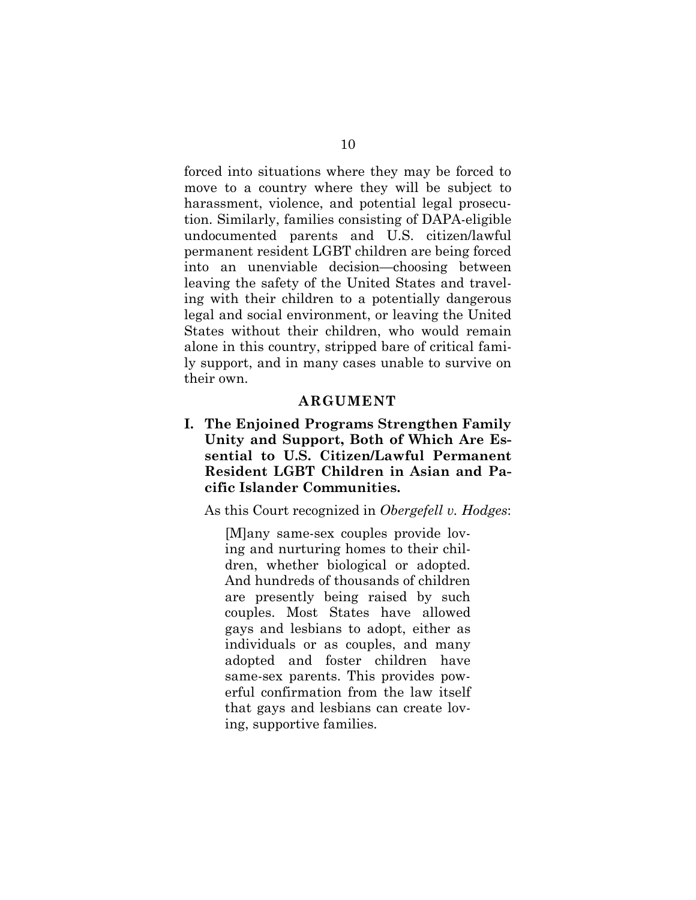forced into situations where they may be forced to move to a country where they will be subject to harassment, violence, and potential legal prosecution. Similarly, families consisting of DAPA-eligible undocumented parents and U.S. citizen/lawful permanent resident LGBT children are being forced into an unenviable decision—choosing between leaving the safety of the United States and traveling with their children to a potentially dangerous legal and social environment, or leaving the United States without their children, who would remain alone in this country, stripped bare of critical family support, and in many cases unable to survive on their own.

## ARGUMENT

### I. The Enjoined Programs Strengthen Family Unity and Support, Both of Which Are Essential to U.S. Citizen/Lawful Permanent Resident LGBT Children in Asian and Pacific Islander Communities.

As this Court recognized in *Obergefell v. Hodges*:

> [M]any same-sex couples provide loving and nurturing homes to their children, whether biological or adopted. And hundreds of thousands of children are presently being raised by such couples. Most States have allowed gays and lesbians to adopt, either as individuals or as couples, and many adopted and foster children have same-sex parents. This provides powerful confirmation from the law itself that gays and lesbians can create loving, supportive families.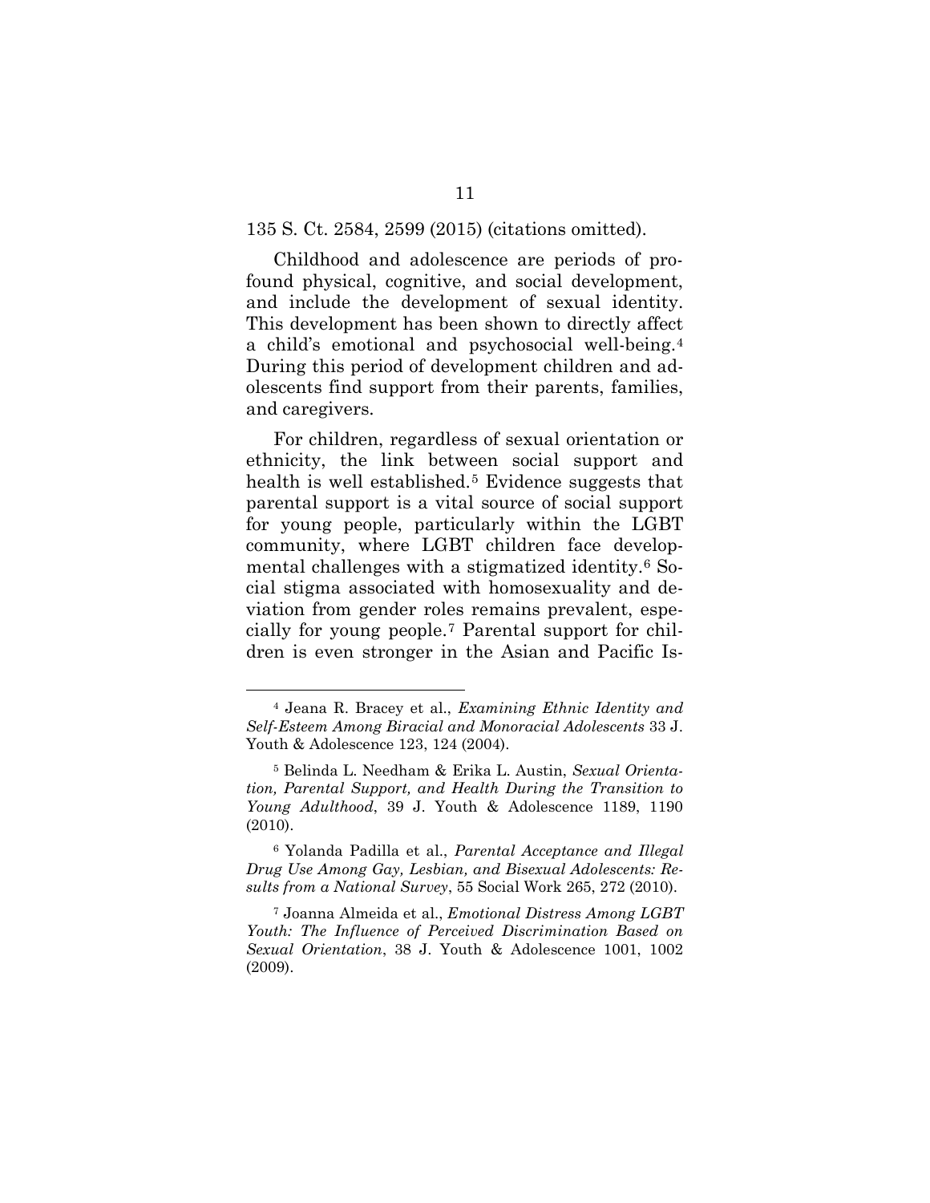135 S. Ct. 2584, 2599 (2015) (citations omitted).

Childhood and adolescence are periods of profound physical, cognitive, and social development, and include the development of sexual identity. This development has been shown to directly affect a child's emotional and psychosocial well-being.[4] During this period of development children and adolescents find support from their parents, families, and caregivers.

For children, regardless of sexual orientation or ethnicity, the link between social support and health is well established.[5] Evidence suggests that parental support is a vital source of social support for young people, particularly within the LGBT community, where LGBT children face developmental challenges with a stigmatized identity.[6] Social stigma associated with homosexuality and deviation from gender roles remains prevalent, especially for young people.[7] Parental support for children is even stronger in the Asian and Pacific Is-

---

[4] Jeana R. Bracey et al., *Examining Ethnic Identity and Self-Esteem Among Biracial and Monoracial Adolescents* 33 J. Youth & Adolescence 123, 124 (2004).

[5] Belinda L. Needham & Erika L. Austin, *Sexual Orientation, Parental Support, and Health During the Transition to Young Adulthood*, 39 J. Youth & Adolescence 1189, 1190 (2010).

[6] Yolanda Padilla et al., *Parental Acceptance and Illegal Drug Use Among Gay, Lesbian, and Bisexual Adolescents: Results from a National Survey*, 55 Social Work 265, 272 (2010).

[7] Joanna Almeida et al., *Emotional Distress Among LGBT Youth: The Influence of Perceived Discrimination Based on Sexual Orientation*, 38 J. Youth & Adolescence 1001, 1002 (2009).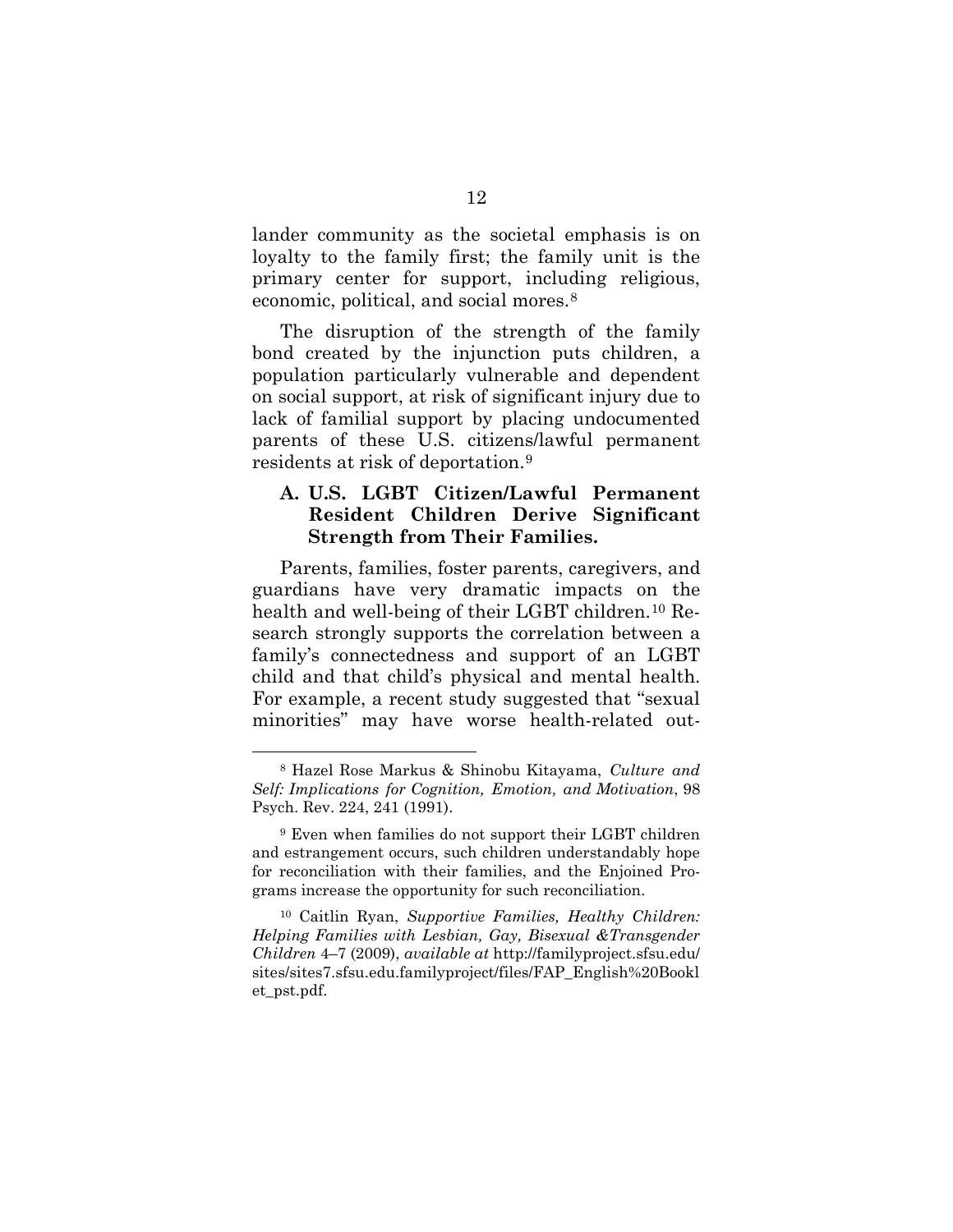lander community as the societal emphasis is on loyalty to the family first; the family unit is the primary center for support, including religious, economic, political, and social mores.[8]

The disruption of the strength of the family bond created by the injunction puts children, a population particularly vulnerable and dependent on social support, at risk of significant injury due to lack of familial support by placing undocumented parents of these U.S. citizens/lawful permanent residents at risk of deportation.[9]

### A. U.S. LGBT Citizen/Lawful Permanent Resident Children Derive Significant Strength from Their Families.

Parents, families, foster parents, caregivers, and guardians have very dramatic impacts on the health and well-being of their LGBT children.[10] Research strongly supports the correlation between a family's connectedness and support of an LGBT child and that child's physical and mental health. For example, a recent study suggested that "sexual minorities" may have worse health-related out-

---

[8] Hazel Rose Markus & Shinobu Kitayama, *Culture and Self: Implications for Cognition, Emotion, and Motivation*, 98 Psych. Rev. 224, 241 (1991).

[9] Even when families do not support their LGBT children and estrangement occurs, such children understandably hope for reconciliation with their families, and the Enjoined Programs increase the opportunity for such reconciliation.

[10] Caitlin Ryan, *Supportive Families, Healthy Children: Helping Families with Lesbian, Gay, Bisexual &Transgender Children* 4–7 (2009), *available at* http://familyproject.sfsu.edu/sites/sites7.sfsu.edu.familyproject/files/FAP_English%20Booklet_pst.pdf.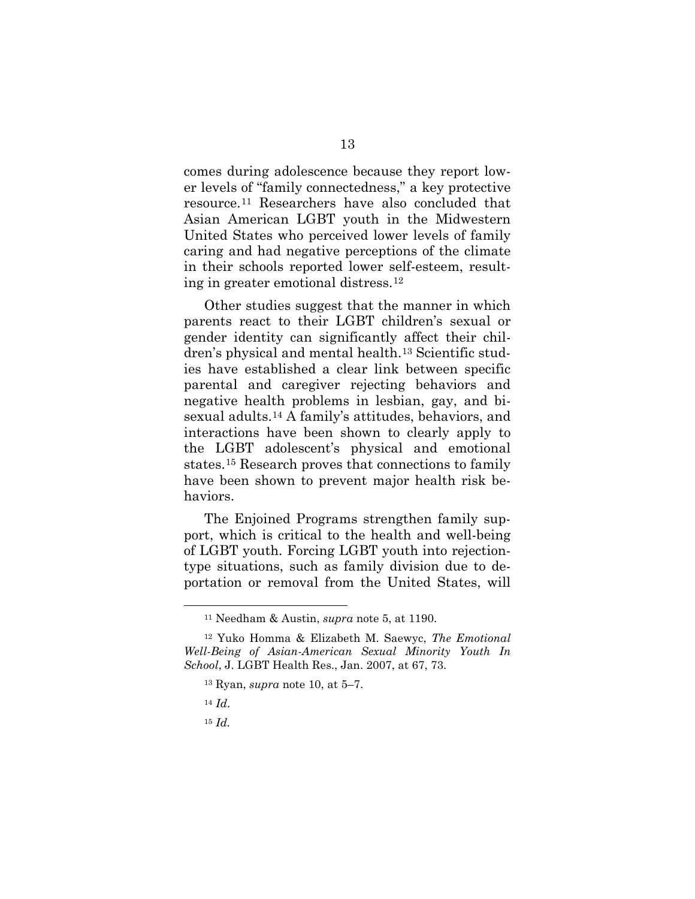comes during adolescence because they report lower levels of "family connectedness," a key protective resource.[11] Researchers have also concluded that Asian American LGBT youth in the Midwestern United States who perceived lower levels of family caring and had negative perceptions of the climate in their schools reported lower self-esteem, resulting in greater emotional distress.[12]

Other studies suggest that the manner in which parents react to their LGBT children's sexual or gender identity can significantly affect their children's physical and mental health.[13] Scientific studies have established a clear link between specific parental and caregiver rejecting behaviors and negative health problems in lesbian, gay, and bisexual adults.[14] A family's attitudes, behaviors, and interactions have been shown to clearly apply to the LGBT adolescent's physical and emotional states.[15] Research proves that connections to family have been shown to prevent major health risk behaviors.

The Enjoined Programs strengthen family support, which is critical to the health and well-being of LGBT youth. Forcing LGBT youth into rejection-type situations, such as family division due to deportation or removal from the United States, will

---

[11] Needham & Austin, *supra* note 5, at 1190.

[12] Yuko Homma & Elizabeth M. Saewyc, *The Emotional Well-Being of Asian-American Sexual Minority Youth In School*, J. LGBT Health Res., Jan. 2007, at 67, 73.

[13] Ryan, *supra* note 10, at 5–7.

[14] *Id*.

[15] *Id.*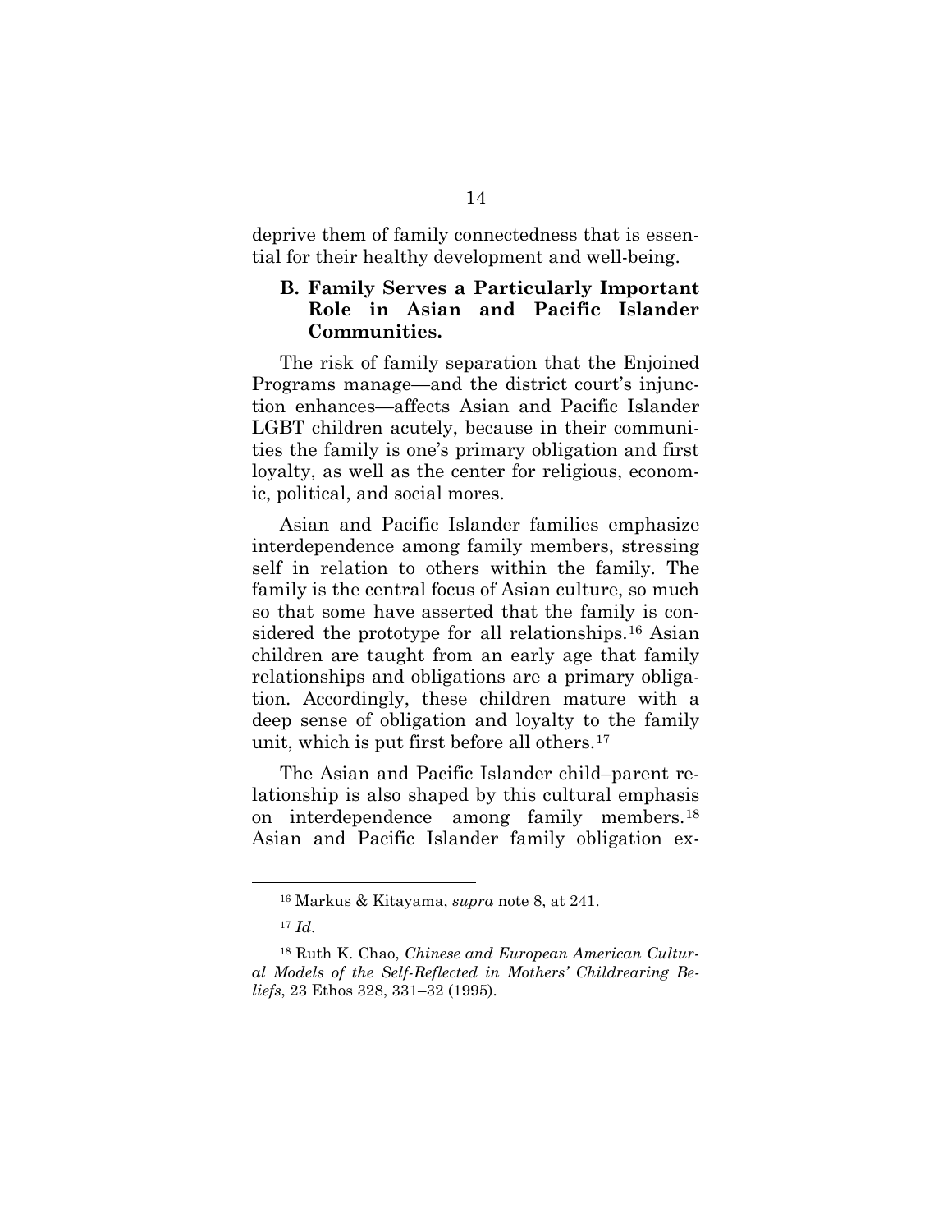deprive them of family connectedness that is essential for their healthy development and well-being.

### B. Family Serves a Particularly Important Role in Asian and Pacific Islander Communities.

The risk of family separation that the Enjoined Programs manage—and the district court's injunction enhances—affects Asian and Pacific Islander LGBT children acutely, because in their communities the family is one's primary obligation and first loyalty, as well as the center for religious, economic, political, and social mores.

Asian and Pacific Islander families emphasize interdependence among family members, stressing self in relation to others within the family. The family is the central focus of Asian culture, so much so that some have asserted that the family is considered the prototype for all relationships.[16] Asian children are taught from an early age that family relationships and obligations are a primary obligation. Accordingly, these children mature with a deep sense of obligation and loyalty to the family unit, which is put first before all others.[17]

The Asian and Pacific Islander child–parent relationship is also shaped by this cultural emphasis on interdependence among family members.[18] Asian and Pacific Islander family obligation ex-

---

[16] Markus & Kitayama, *supra* note 8, at 241.

[17] *Id*.

[18] Ruth K. Chao, *Chinese and European American Cultural Models of the Self-Reflected in Mothers' Childrearing Beliefs*, 23 Ethos 328, 331–32 (1995).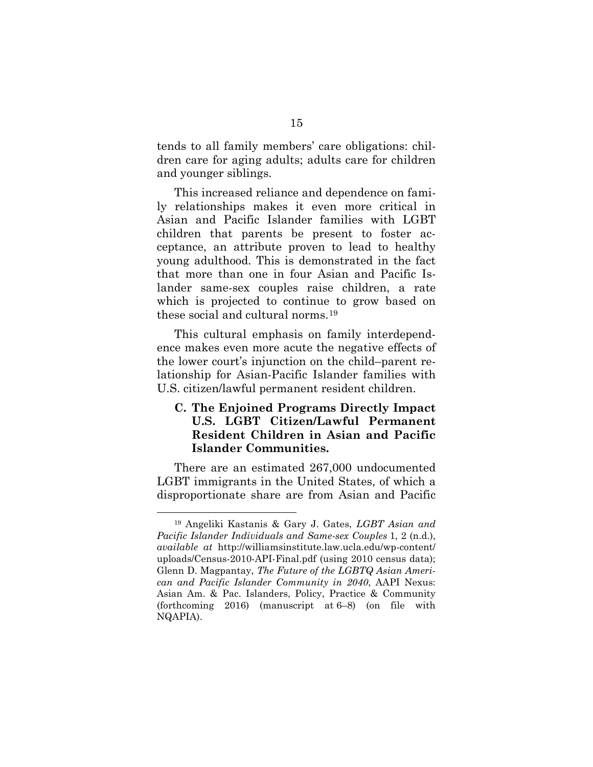tends to all family members' care obligations: children care for aging adults; adults care for children and younger siblings.

This increased reliance and dependence on family relationships makes it even more critical in Asian and Pacific Islander families with LGBT children that parents be present to foster acceptance, an attribute proven to lead to healthy young adulthood. This is demonstrated in the fact that more than one in four Asian and Pacific Islander same-sex couples raise children, a rate which is projected to continue to grow based on these social and cultural norms.[19]

This cultural emphasis on family interdependence makes even more acute the negative effects of the lower court's injunction on the child–parent relationship for Asian-Pacific Islander families with U.S. citizen/lawful permanent resident children.

### C. The Enjoined Programs Directly Impact U.S. LGBT Citizen/Lawful Permanent Resident Children in Asian and Pacific Islander Communities.

There are an estimated 267,000 undocumented LGBT immigrants in the United States, of which a disproportionate share are from Asian and Pacific

---

[19] Angeliki Kastanis & Gary J. Gates, *LGBT Asian and Pacific Islander Individuals and Same-sex Couples* 1, 2 (n.d.), *available at* http://williamsinstitute.law.ucla.edu/wp-content/uploads/Census-2010-API-Final.pdf (using 2010 census data); Glenn D. Magpantay, *The Future of the LGBTQ Asian American and Pacific Islander Community in 2040*, AAPI Nexus: Asian Am. & Pac. Islanders, Policy, Practice & Community (forthcoming 2016) (manuscript at 6–8) (on file with NQAPIA).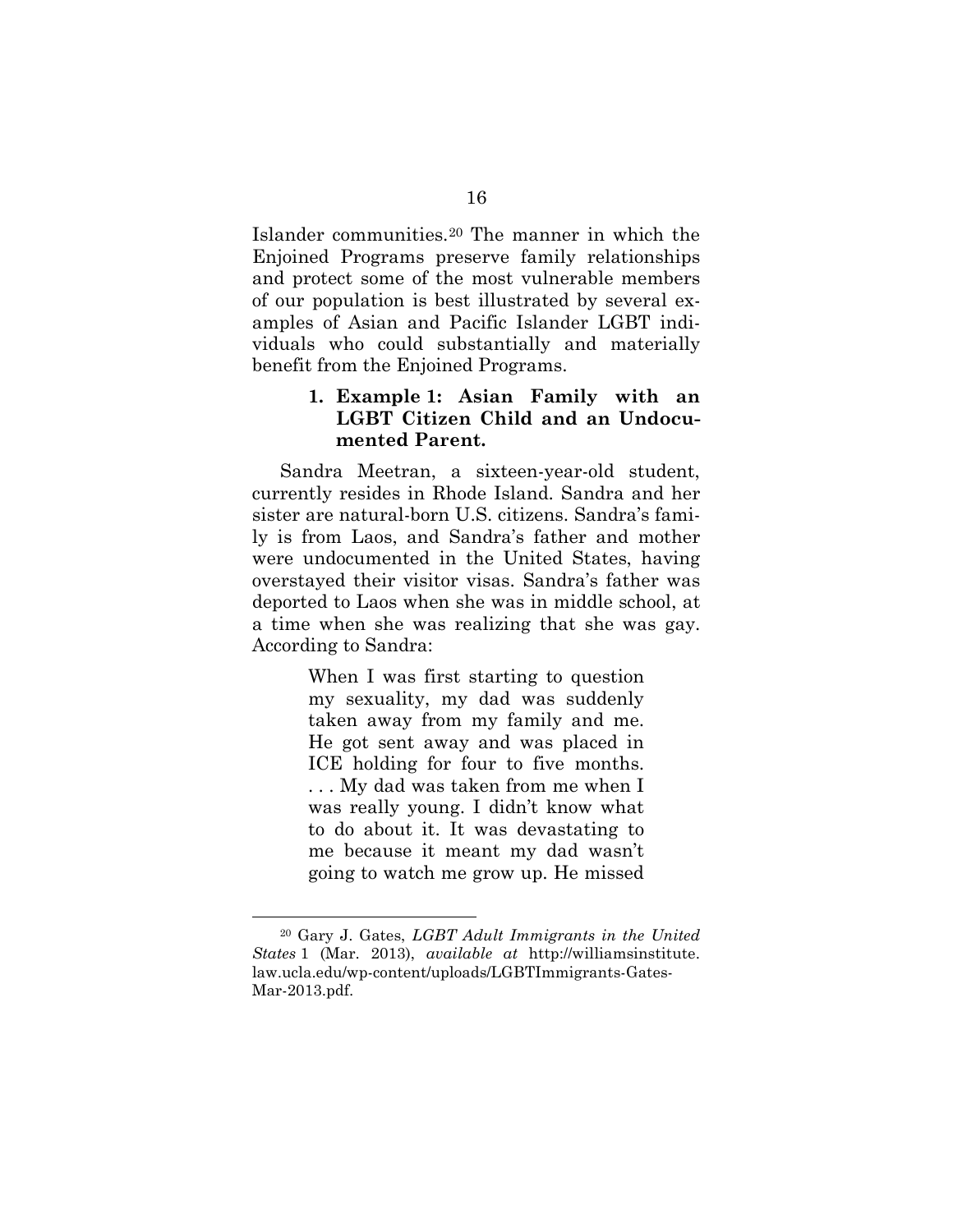Islander communities.[20] The manner in which the Enjoined Programs preserve family relationships and protect some of the most vulnerable members of our population is best illustrated by several examples of Asian and Pacific Islander LGBT individuals who could substantially and materially benefit from the Enjoined Programs.

### 1. Example 1: Asian Family with an LGBT Citizen Child and an Undocumented Parent.

Sandra Meetran, a sixteen-year-old student, currently resides in Rhode Island. Sandra and her sister are natural-born U.S. citizens. Sandra's family is from Laos, and Sandra's father and mother were undocumented in the United States, having overstayed their visitor visas. Sandra's father was deported to Laos when she was in middle school, at a time when she was realizing that she was gay. According to Sandra:

> When I was first starting to question my sexuality, my dad was suddenly taken away from my family and me. He got sent away and was placed in ICE holding for four to five months. . . . My dad was taken from me when I was really young. I didn't know what to do about it. It was devastating to me because it meant my dad wasn't going to watch me grow up. He missed

---

[20] Gary J. Gates, *LGBT Adult Immigrants in the United States* 1 (Mar. 2013), *available at* http://williamsinstitute.law.ucla.edu/wp-content/uploads/LGBTImmigrants-Gates-Mar-2013.pdf.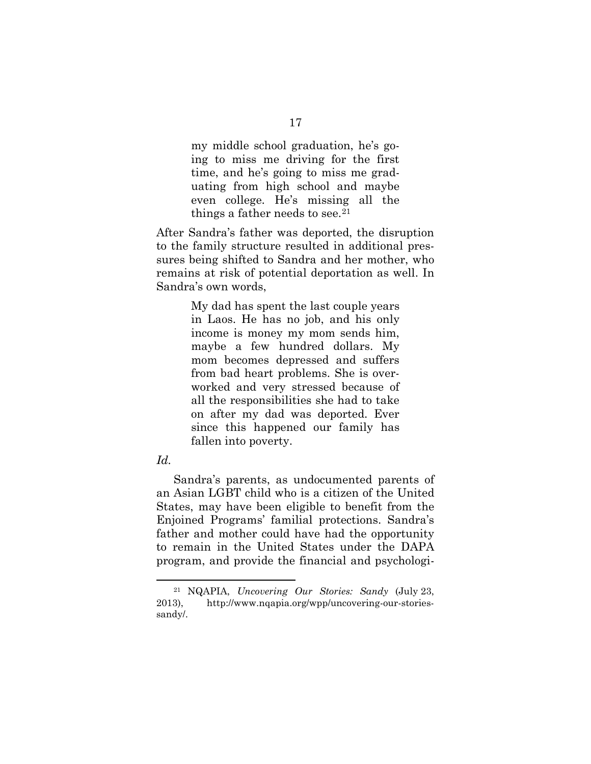> my middle school graduation, he's going to miss me driving for the first time, and he's going to miss me graduating from high school and maybe even college. He's missing all the things a father needs to see.[21]

After Sandra's father was deported, the disruption to the family structure resulted in additional pressures being shifted to Sandra and her mother, who remains at risk of potential deportation as well. In Sandra's own words,

> My dad has spent the last couple years in Laos. He has no job, and his only income is money my mom sends him, maybe a few hundred dollars. My mom becomes depressed and suffers from bad heart problems. She is overworked and very stressed because of all the responsibilities she had to take on after my dad was deported. Ever since this happened our family has fallen into poverty.

*Id.*

Sandra's parents, as undocumented parents of an Asian LGBT child who is a citizen of the United States, may have been eligible to benefit from the Enjoined Programs' familial protections. Sandra's father and mother could have had the opportunity to remain in the United States under the DAPA program, and provide the financial and psychologi-

---

[21] NQAPIA, *Uncovering Our Stories: Sandy* (July 23, 2013), http://www.nqapia.org/wpp/uncovering-our-stories-sandy/.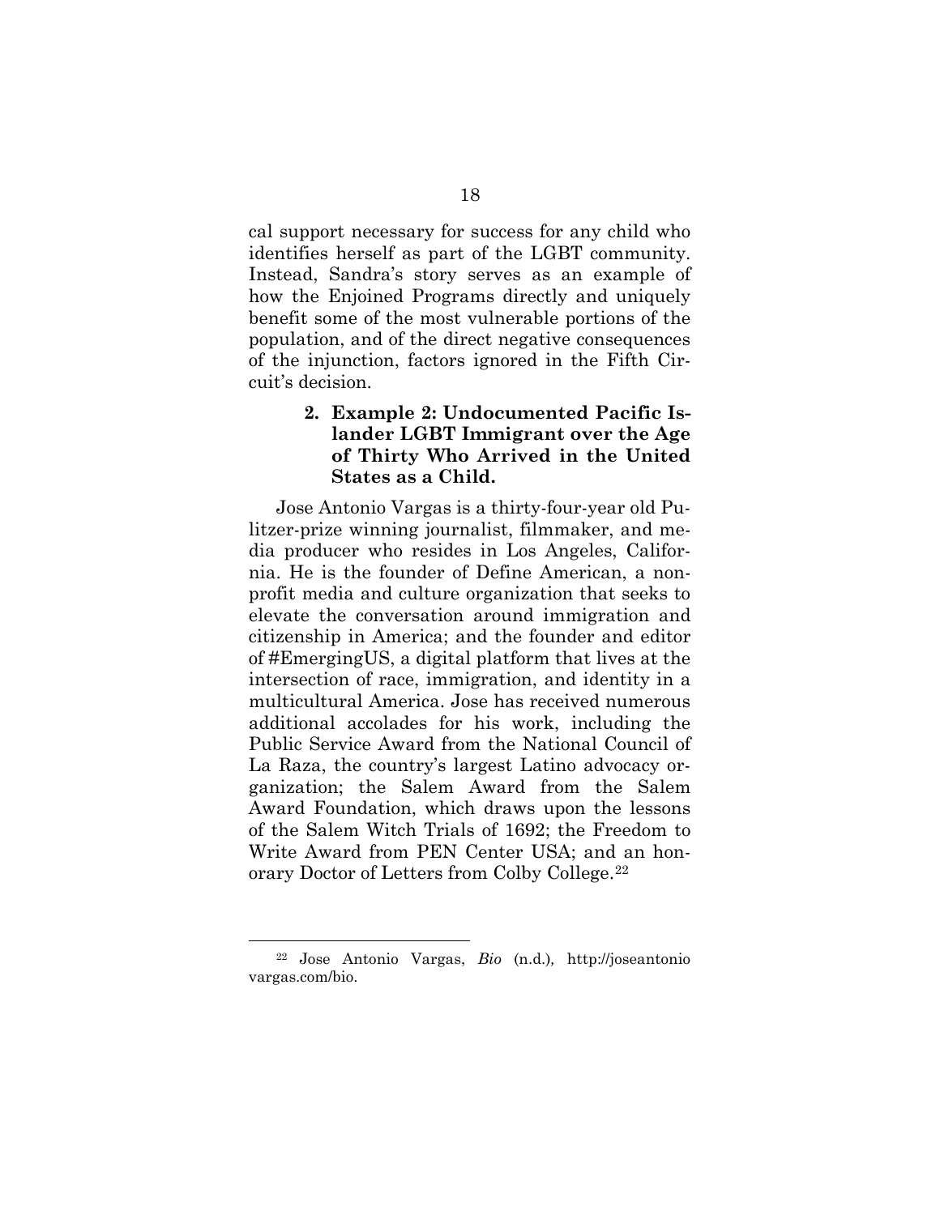cal support necessary for success for any child who identifies herself as part of the LGBT community. Instead, Sandra's story serves as an example of how the Enjoined Programs directly and uniquely benefit some of the most vulnerable portions of the population, and of the direct negative consequences of the injunction, factors ignored in the Fifth Circuit's decision.

#### 2. Example 2: Undocumented Pacific Islander LGBT Immigrant over the Age of Thirty Who Arrived in the United States as a Child.

Jose Antonio Vargas is a thirty-four-year old Pulitzer-prize winning journalist, filmmaker, and media producer who resides in Los Angeles, California. He is the founder of Define American, a nonprofit media and culture organization that seeks to elevate the conversation around immigration and citizenship in America; and the founder and editor of #EmergingUS, a digital platform that lives at the intersection of race, immigration, and identity in a multicultural America. Jose has received numerous additional accolades for his work, including the Public Service Award from the National Council of La Raza, the country's largest Latino advocacy organization; the Salem Award from the Salem Award Foundation, which draws upon the lessons of the Salem Witch Trials of 1692; the Freedom to Write Award from PEN Center USA; and an honorary Doctor of Letters from Colby College.[22]

---

[22] Jose Antonio Vargas, *Bio* (n.d.), http://joseantoniovargas.com/bio.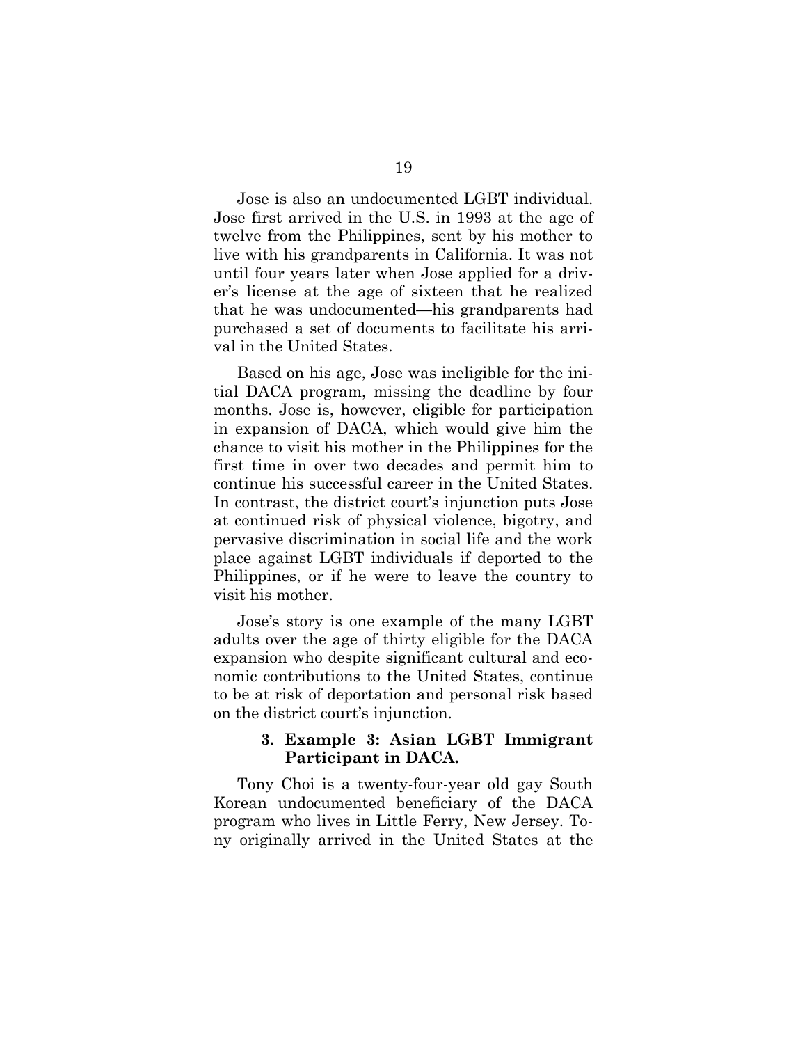Jose is also an undocumented LGBT individual. Jose first arrived in the U.S. in 1993 at the age of twelve from the Philippines, sent by his mother to live with his grandparents in California. It was not until four years later when Jose applied for a driver's license at the age of sixteen that he realized that he was undocumented—his grandparents had purchased a set of documents to facilitate his arrival in the United States.

Based on his age, Jose was ineligible for the initial DACA program, missing the deadline by four months. Jose is, however, eligible for participation in expansion of DACA, which would give him the chance to visit his mother in the Philippines for the first time in over two decades and permit him to continue his successful career in the United States. In contrast, the district court's injunction puts Jose at continued risk of physical violence, bigotry, and pervasive discrimination in social life and the work place against LGBT individuals if deported to the Philippines, or if he were to leave the country to visit his mother.

Jose's story is one example of the many LGBT adults over the age of thirty eligible for the DACA expansion who despite significant cultural and economic contributions to the United States, continue to be at risk of deportation and personal risk based on the district court's injunction.

### 3. Example 3: Asian LGBT Immigrant Participant in DACA.

Tony Choi is a twenty-four-year old gay South Korean undocumented beneficiary of the DACA program who lives in Little Ferry, New Jersey. Tony originally arrived in the United States at the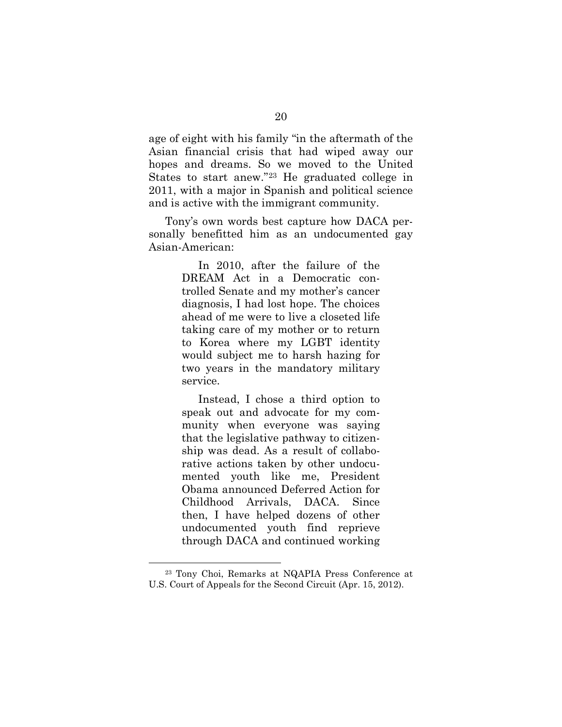age of eight with his family "in the aftermath of the Asian financial crisis that had wiped away our hopes and dreams. So we moved to the United States to start anew."[23] He graduated college in 2011, with a major in Spanish and political science and is active with the immigrant community.

Tony's own words best capture how DACA personally benefitted him as an undocumented gay Asian-American:

> In 2010, after the failure of the DREAM Act in a Democratic controlled Senate and my mother's cancer diagnosis, I had lost hope. The choices ahead of me were to live a closeted life taking care of my mother or to return to Korea where my LGBT identity would subject me to harsh hazing for two years in the mandatory military service.
>
> Instead, I chose a third option to speak out and advocate for my community when everyone was saying that the legislative pathway to citizenship was dead. As a result of collaborative actions taken by other undocumented youth like me, President Obama announced Deferred Action for Childhood Arrivals, DACA. Since then, I have helped dozens of other undocumented youth find reprieve through DACA and continued working

---

[23] Tony Choi, Remarks at NQAPIA Press Conference at U.S. Court of Appeals for the Second Circuit (Apr. 15, 2012).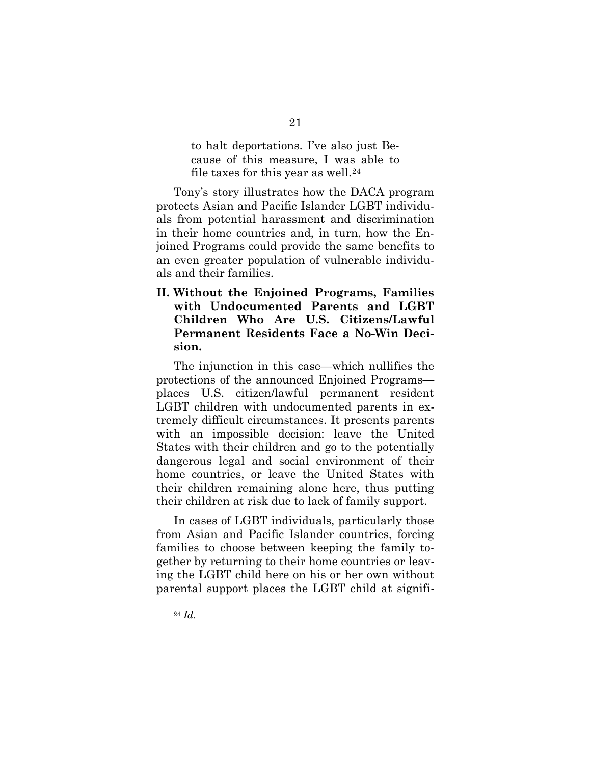> to halt deportations. I've also just Because of this measure, I was able to file taxes for this year as well.[24]

Tony's story illustrates how the DACA program protects Asian and Pacific Islander LGBT individuals from potential harassment and discrimination in their home countries and, in turn, how the Enjoined Programs could provide the same benefits to an even greater population of vulnerable individuals and their families.

## II. Without the Enjoined Programs, Families with Undocumented Parents and LGBT Children Who Are U.S. Citizens/Lawful Permanent Residents Face a No-Win Decision.

The injunction in this case—which nullifies the protections of the announced Enjoined Programs—places U.S. citizen/lawful permanent resident LGBT children with undocumented parents in extremely difficult circumstances. It presents parents with an impossible decision: leave the United States with their children and go to the potentially dangerous legal and social environment of their home countries, or leave the United States with their children remaining alone here, thus putting their children at risk due to lack of family support.

In cases of LGBT individuals, particularly those from Asian and Pacific Islander countries, forcing families to choose between keeping the family together by returning to their home countries or leaving the LGBT child here on his or her own without parental support places the LGBT child at signifi-

[24] *Id.*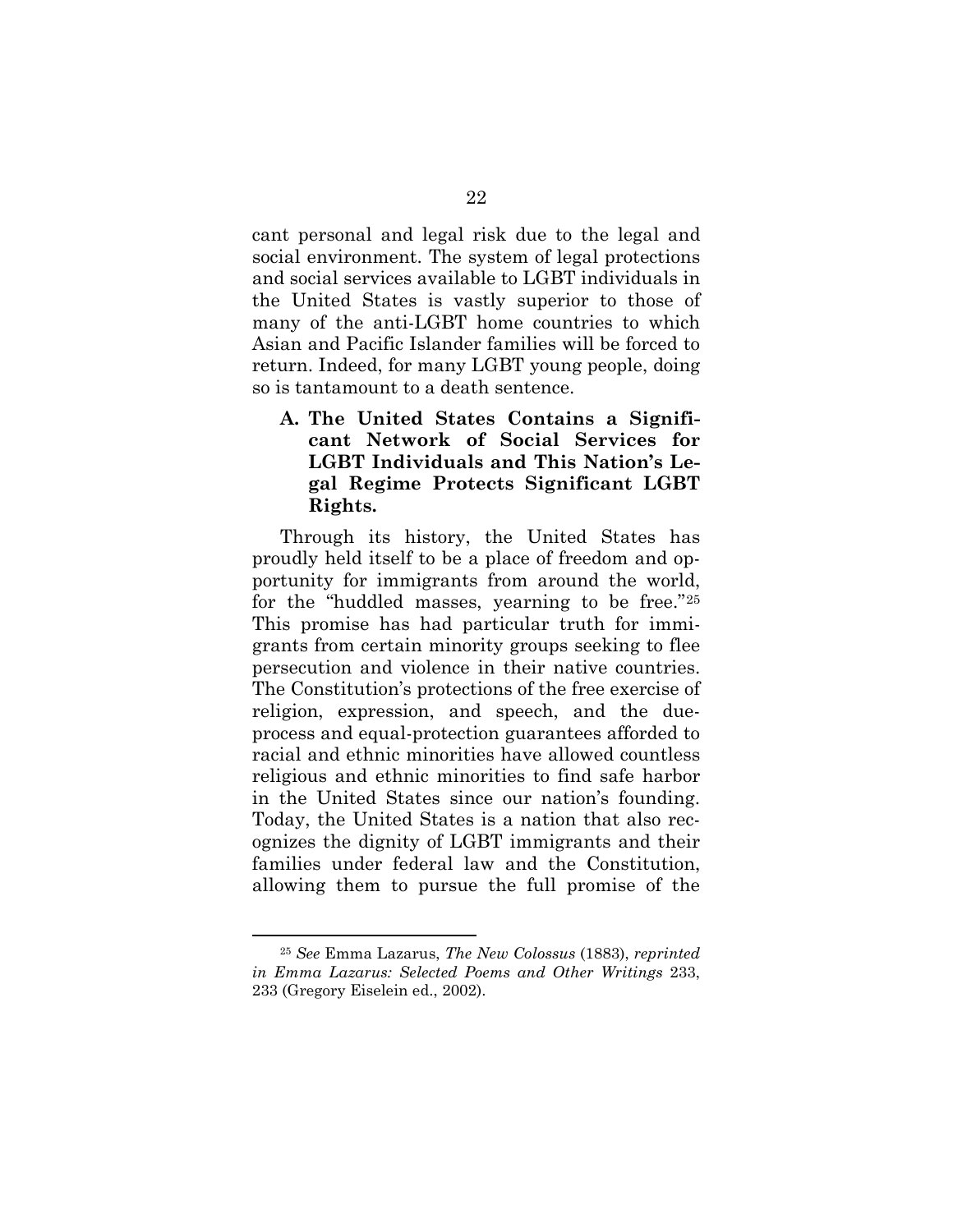cant personal and legal risk due to the legal and social environment. The system of legal protections and social services available to LGBT individuals in the United States is vastly superior to those of many of the anti-LGBT home countries to which Asian and Pacific Islander families will be forced to return. Indeed, for many LGBT young people, doing so is tantamount to a death sentence.

### A. The United States Contains a Significant Network of Social Services for LGBT Individuals and This Nation's Legal Regime Protects Significant LGBT Rights.

Through its history, the United States has proudly held itself to be a place of freedom and opportunity for immigrants from around the world, for the "huddled masses, yearning to be free."[25] This promise has had particular truth for immigrants from certain minority groups seeking to flee persecution and violence in their native countries. The Constitution's protections of the free exercise of religion, expression, and speech, and the due-process and equal-protection guarantees afforded to racial and ethnic minorities have allowed countless religious and ethnic minorities to find safe harbor in the United States since our nation's founding. Today, the United States is a nation that also recognizes the dignity of LGBT immigrants and their families under federal law and the Constitution, allowing them to pursue the full promise of the

---

[25] *See* Emma Lazarus, *The New Colossus* (1883), *reprinted in Emma Lazarus: Selected Poems and Other Writings* 233, 233 (Gregory Eiselein ed., 2002).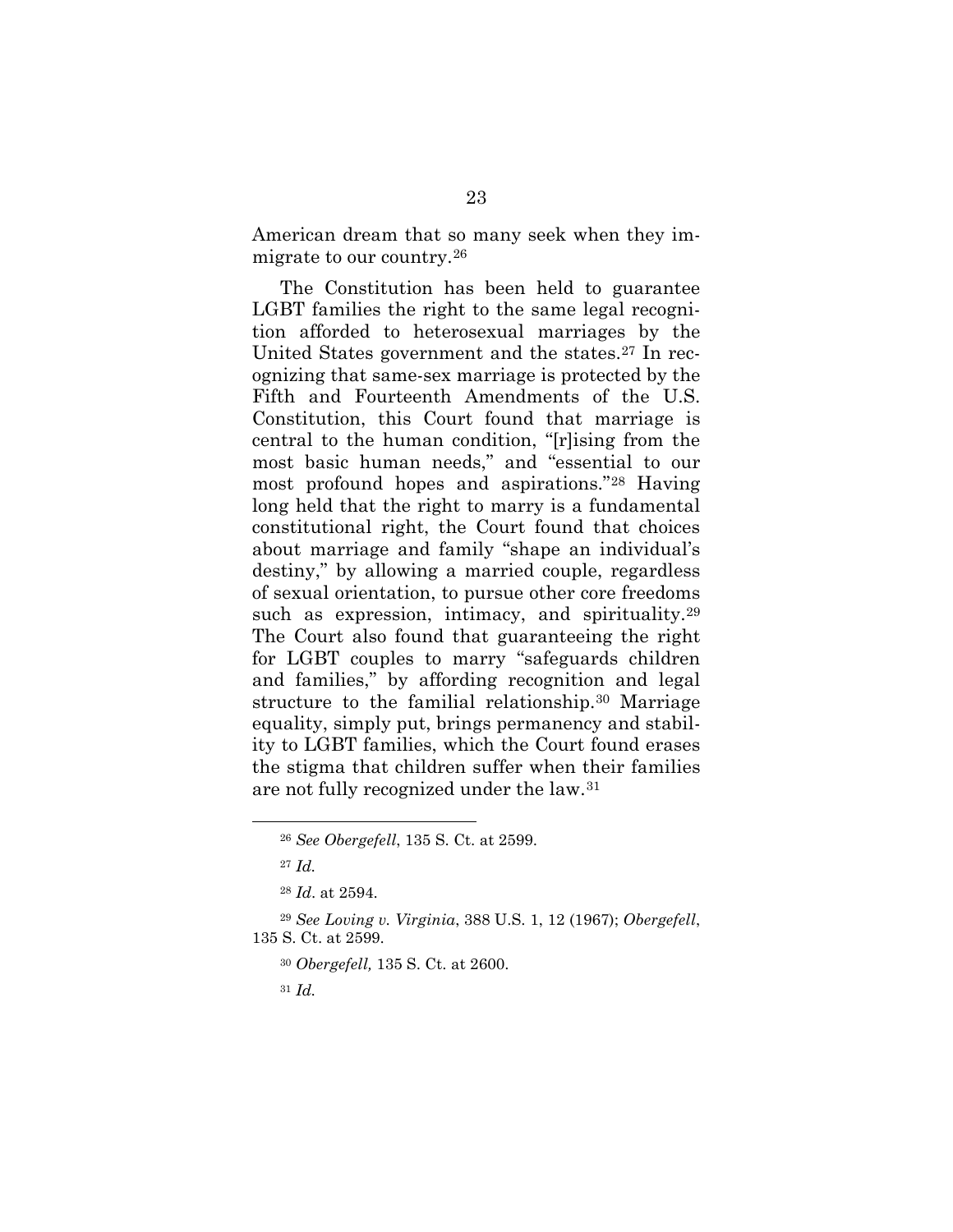American dream that so many seek when they immigrate to our country.[26]

The Constitution has been held to guarantee LGBT families the right to the same legal recognition afforded to heterosexual marriages by the United States government and the states.[27] In recognizing that same-sex marriage is protected by the Fifth and Fourteenth Amendments of the U.S. Constitution, this Court found that marriage is central to the human condition, "[r]ising from the most basic human needs," and "essential to our most profound hopes and aspirations."[28] Having long held that the right to marry is a fundamental constitutional right, the Court found that choices about marriage and family "shape an individual's destiny," by allowing a married couple, regardless of sexual orientation, to pursue other core freedoms such as expression, intimacy, and spirituality.[29] The Court also found that guaranteeing the right for LGBT couples to marry "safeguards children and families," by affording recognition and legal structure to the familial relationship.[30] Marriage equality, simply put, brings permanency and stability to LGBT families, which the Court found erases the stigma that children suffer when their families are not fully recognized under the law.[31]

---

[26] *See Obergefell*, 135 S. Ct. at 2599.

[27] *Id.*

[28] *Id*. at 2594.

[29] *See Loving v. Virginia*, 388 U.S. 1, 12 (1967); *Obergefell*, 135 S. Ct. at 2599.

[30] *Obergefell,* 135 S. Ct. at 2600.

[31] *Id.*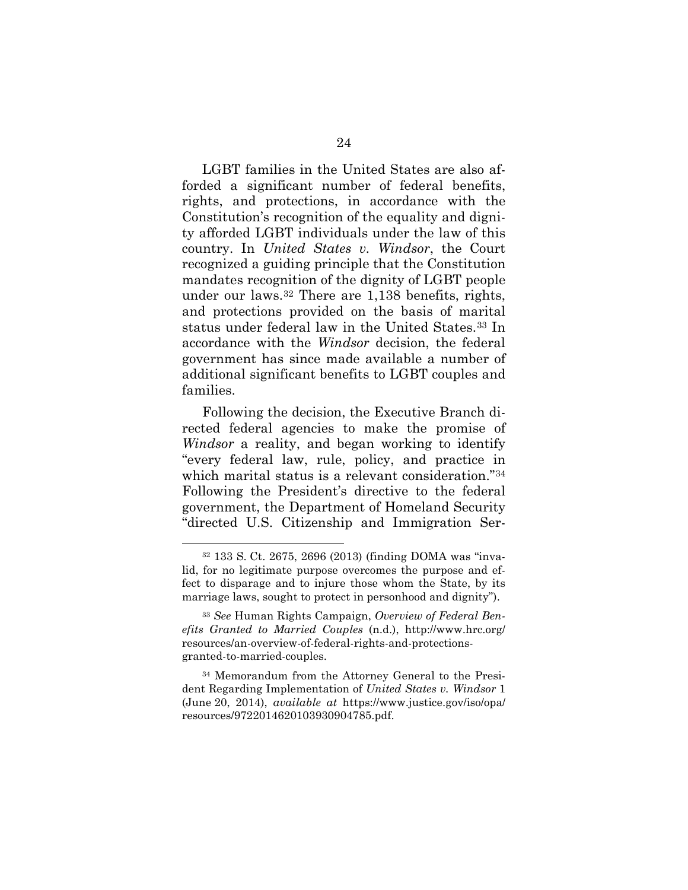LGBT families in the United States are also afforded a significant number of federal benefits, rights, and protections, in accordance with the Constitution's recognition of the equality and dignity afforded LGBT individuals under the law of this country. In *United States v. Windsor*, the Court recognized a guiding principle that the Constitution mandates recognition of the dignity of LGBT people under our laws.[32] There are 1,138 benefits, rights, and protections provided on the basis of marital status under federal law in the United States.[33] In accordance with the *Windsor* decision, the federal government has since made available a number of additional significant benefits to LGBT couples and families.

Following the decision, the Executive Branch directed federal agencies to make the promise of *Windsor* a reality, and began working to identify "every federal law, rule, policy, and practice in which marital status is a relevant consideration."[34] Following the President's directive to the federal government, the Department of Homeland Security "directed U.S. Citizenship and Immigration Ser-

---

[32] 133 S. Ct. 2675, 2696 (2013) (finding DOMA was "invalid, for no legitimate purpose overcomes the purpose and effect to disparage and to injure those whom the State, by its marriage laws, sought to protect in personhood and dignity").

[33] *See* Human Rights Campaign, *Overview of Federal Benefits Granted to Married Couples* (n.d.), http://www.hrc.org/resources/an-overview-of-federal-rights-and-protections-granted-to-married-couples.

[34] Memorandum from the Attorney General to the President Regarding Implementation of *United States v. Windsor* 1 (June 20, 2014), *available at* https://www.justice.gov/iso/opa/resources/9722014620103930904785.pdf.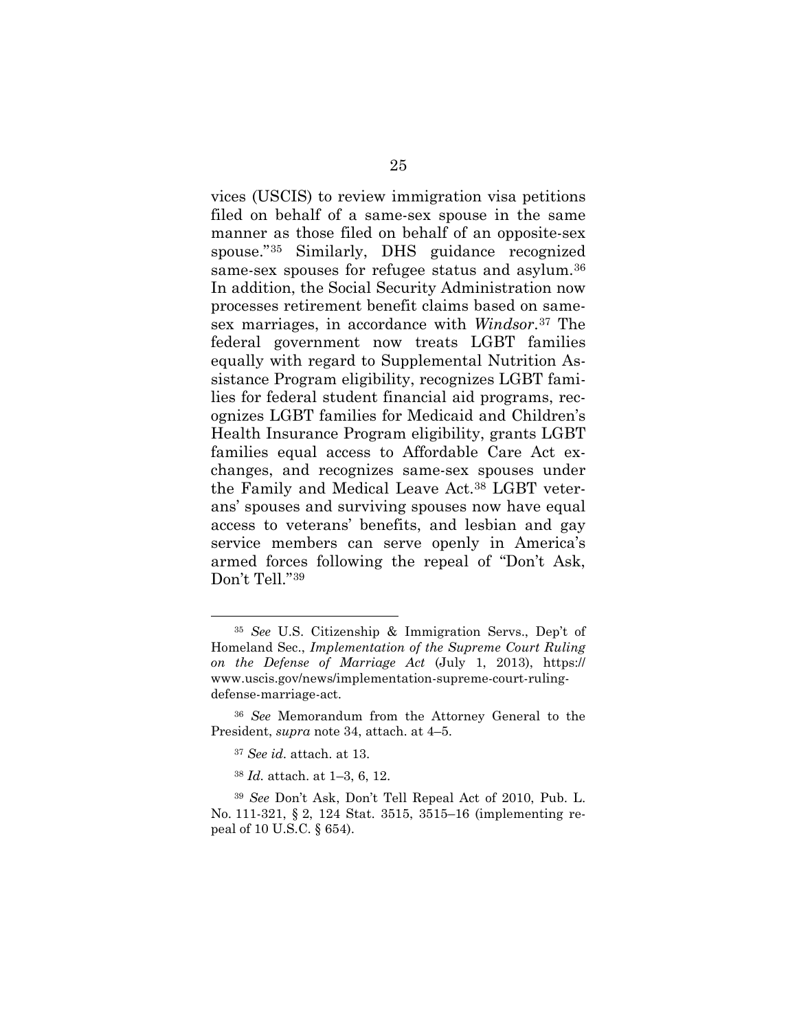vices (USCIS) to review immigration visa petitions filed on behalf of a same-sex spouse in the same manner as those filed on behalf of an opposite-sex spouse."[35] Similarly, DHS guidance recognized same-sex spouses for refugee status and asylum.[36] In addition, the Social Security Administration now processes retirement benefit claims based on same-sex marriages, in accordance with *Windsor*.[37] The federal government now treats LGBT families equally with regard to Supplemental Nutrition Assistance Program eligibility, recognizes LGBT families for federal student financial aid programs, recognizes LGBT families for Medicaid and Children's Health Insurance Program eligibility, grants LGBT families equal access to Affordable Care Act exchanges, and recognizes same-sex spouses under the Family and Medical Leave Act.[38] LGBT veterans' spouses and surviving spouses now have equal access to veterans' benefits, and lesbian and gay service members can serve openly in America's armed forces following the repeal of "Don't Ask, Don't Tell."[39]

---

[35] *See* U.S. Citizenship & Immigration Servs., Dep't of Homeland Sec., *Implementation of the Supreme Court Ruling on the Defense of Marriage Act* (July 1, 2013), https://www.uscis.gov/news/implementation-supreme-court-ruling-defense-marriage-act.

[36] *See* Memorandum from the Attorney General to the President, *supra* note 34, attach. at 4–5.

[37] *See id*. attach. at 13.

[38] *Id.* attach. at 1–3, 6, 12.

[39] *See* Don't Ask, Don't Tell Repeal Act of 2010, Pub. L. No. 111-321, § 2, 124 Stat. 3515, 3515–16 (implementing repeal of 10 U.S.C. § 654).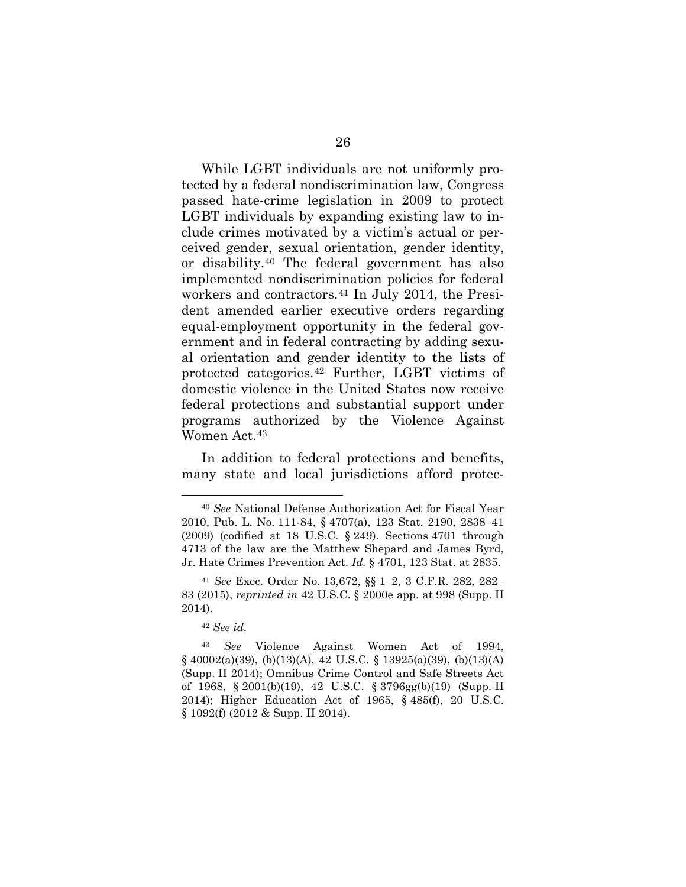While LGBT individuals are not uniformly protected by a federal nondiscrimination law, Congress passed hate-crime legislation in 2009 to protect LGBT individuals by expanding existing law to include crimes motivated by a victim's actual or perceived gender, sexual orientation, gender identity, or disability.[40] The federal government has also implemented nondiscrimination policies for federal workers and contractors.[41] In July 2014, the President amended earlier executive orders regarding equal-employment opportunity in the federal government and in federal contracting by adding sexual orientation and gender identity to the lists of protected categories.[42] Further, LGBT victims of domestic violence in the United States now receive federal protections and substantial support under programs authorized by the Violence Against Women Act.[43]

In addition to federal protections and benefits, many state and local jurisdictions afford protec-

---

[40] *See* National Defense Authorization Act for Fiscal Year 2010, Pub. L. No. 111-84, § 4707(a), 123 Stat. 2190, 2838–41 (2009) (codified at 18 U.S.C. § 249). Sections 4701 through 4713 of the law are the Matthew Shepard and James Byrd, Jr. Hate Crimes Prevention Act. *Id.* § 4701, 123 Stat. at 2835.

[41] *See* Exec. Order No. 13,672, §§ 1–2, 3 C.F.R. 282, 282–83 (2015), *reprinted in* 42 U.S.C. § 2000e app. at 998 (Supp. II 2014).

[42] *See id.*

[43] *See* Violence Against Women Act of 1994, § 40002(a)(39), (b)(13)(A), 42 U.S.C. § 13925(a)(39), (b)(13)(A) (Supp. II 2014); Omnibus Crime Control and Safe Streets Act of 1968, § 2001(b)(19), 42 U.S.C. § 3796gg(b)(19) (Supp. II 2014); Higher Education Act of 1965, § 485(f), 20 U.S.C. § 1092(f) (2012 & Supp. II 2014).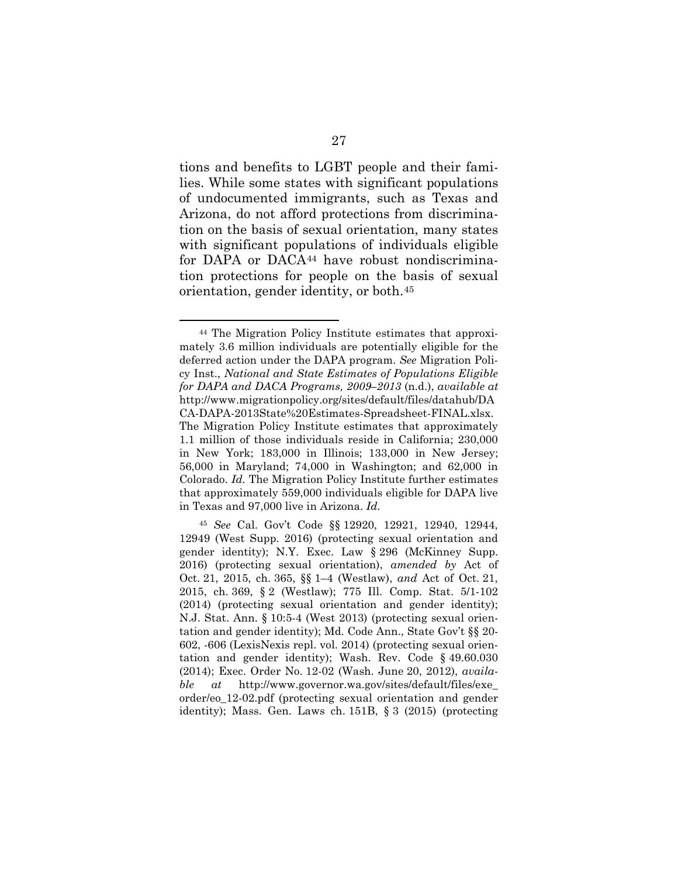tions and benefits to LGBT people and their families. While some states with significant populations of undocumented immigrants, such as Texas and Arizona, do not afford protections from discrimination on the basis of sexual orientation, many states with significant populations of individuals eligible for DAPA or DACA[44] have robust nondiscrimination protections for people on the basis of sexual orientation, gender identity, or both.[45]

---

[44] The Migration Policy Institute estimates that approximately 3.6 million individuals are potentially eligible for the deferred action under the DAPA program. *See* Migration Policy Inst., *National and State Estimates of Populations Eligible for DAPA and DACA Programs, 2009–2013* (n.d.), *available at* http://www.migrationpolicy.org/sites/default/files/datahub/DACA-DAPA-2013State%20Estimates-Spreadsheet-FINAL.xlsx. The Migration Policy Institute estimates that approximately 1.1 million of those individuals reside in California; 230,000 in New York; 183,000 in Illinois; 133,000 in New Jersey; 56,000 in Maryland; 74,000 in Washington; and 62,000 in Colorado. *Id.* The Migration Policy Institute further estimates that approximately 559,000 individuals eligible for DAPA live in Texas and 97,000 live in Arizona. *Id.*

[45] *See* Cal. Gov't Code §§ 12920, 12921, 12940, 12944, 12949 (West Supp. 2016) (protecting sexual orientation and gender identity); N.Y. Exec. Law § 296 (McKinney Supp. 2016) (protecting sexual orientation), *amended by* Act of Oct. 21, 2015, ch. 365, §§ 1–4 (Westlaw), *and* Act of Oct. 21, 2015, ch. 369, § 2 (Westlaw); 775 Ill. Comp. Stat. 5/1-102 (2014) (protecting sexual orientation and gender identity); N.J. Stat. Ann. § 10:5-4 (West 2013) (protecting sexual orientation and gender identity); Md. Code Ann., State Gov't §§ 20-602, -606 (LexisNexis repl. vol. 2014) (protecting sexual orientation and gender identity); Wash. Rev. Code § 49.60.030 (2014); Exec. Order No. 12-02 (Wash. June 20, 2012), *available at* http://www.governor.wa.gov/sites/default/files/exe_order/eo_12-02.pdf (protecting sexual orientation and gender identity); Mass. Gen. Laws ch. 151B, § 3 (2015) (protecting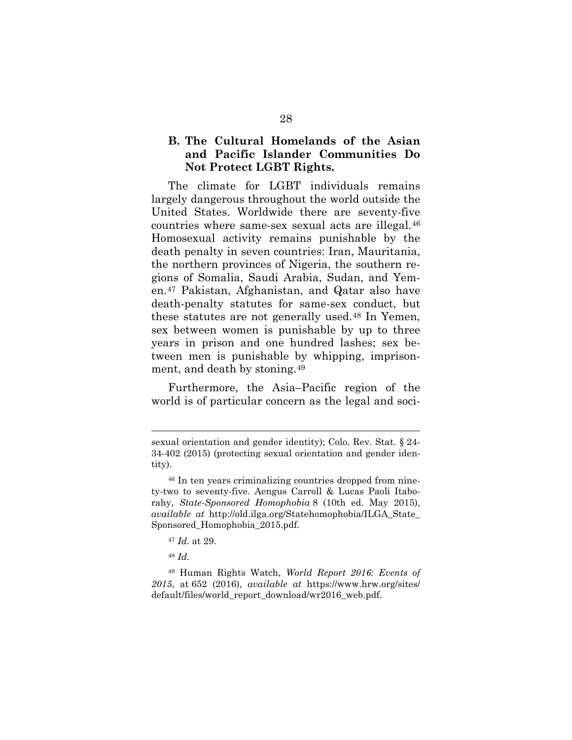### B. The Cultural Homelands of the Asian and Pacific Islander Communities Do Not Protect LGBT Rights.

The climate for LGBT individuals remains largely dangerous throughout the world outside the United States. Worldwide there are seventy-five countries where same-sex sexual acts are illegal.[46] Homosexual activity remains punishable by the death penalty in seven countries: Iran, Mauritania, the northern provinces of Nigeria, the southern regions of Somalia, Saudi Arabia, Sudan, and Yemen.[47] Pakistan, Afghanistan, and Qatar also have death-penalty statutes for same-sex conduct, but these statutes are not generally used.[48] In Yemen, sex between women is punishable by up to three years in prison and one hundred lashes; sex between men is punishable by whipping, imprisonment, and death by stoning.[49]

Furthermore, the Asia–Pacific region of the world is of particular concern as the legal and soci-

---

sexual orientation and gender identity); Colo. Rev. Stat. § 24-34-402 (2015) (protecting sexual orientation and gender identity).

[46] In ten years criminalizing countries dropped from ninety-two to seventy-five. Aengus Carroll & Lucas Paoli Itaborahy, *State-Sponsored Homophobia* 8 (10th ed. May 2015), *available at* http://old.ilga.org/Statehomophobia/ILGA_State_Sponsored_Homophobia_2015.pdf.

[47] *Id.* at 29.

[48] *Id.*

[49] Human Rights Watch, *World Report 2016: Events of 2015*, at 652 (2016), *available at* https://www.hrw.org/sites/default/files/world_report_download/wr2016_web.pdf.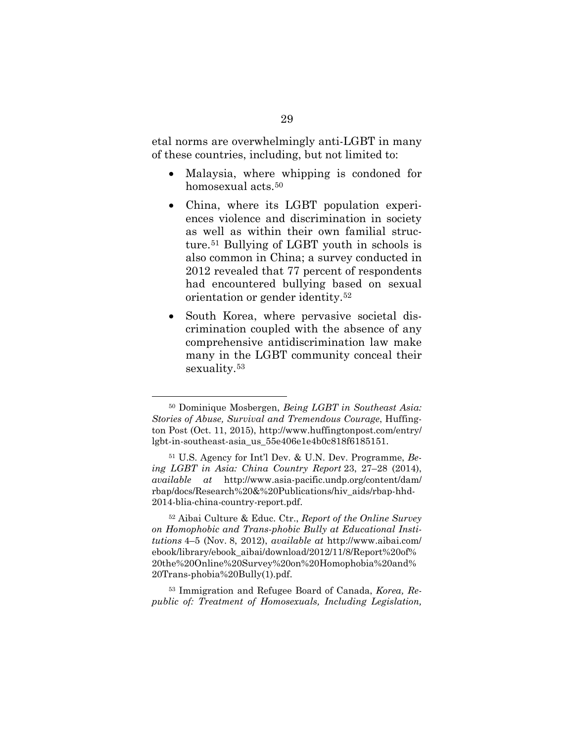etal norms are overwhelmingly anti-LGBT in many of these countries, including, but not limited to:

- Malaysia, where whipping is condoned for homosexual acts.[50]
- China, where its LGBT population experiences violence and discrimination in society as well as within their own familial structure.[51] Bullying of LGBT youth in schools is also common in China; a survey conducted in 2012 revealed that 77 percent of respondents had encountered bullying based on sexual orientation or gender identity.[52]
- South Korea, where pervasive societal discrimination coupled with the absence of any comprehensive antidiscrimination law make many in the LGBT community conceal their sexuality.[53]

---

[50] Dominique Mosbergen, *Being LGBT in Southeast Asia: Stories of Abuse, Survival and Tremendous Courage*, Huffington Post (Oct. 11, 2015), http://www.huffingtonpost.com/entry/lgbt-in-southeast-asia_us_55e406e1e4b0c818f6185151.

[51] U.S. Agency for Int'l Dev. & U.N. Dev. Programme, *Being LGBT in Asia: China Country Report* 23, 27–28 (2014), *available at* http://www.asia-pacific.undp.org/content/dam/rbap/docs/Research%20&%20Publications/hiv_aids/rbap-hhd-2014-blia-china-country-report.pdf.

[52] Aibai Culture & Educ. Ctr., *Report of the Online Survey on Homophobic and Trans-phobic Bully at Educational Institutions* 4–5 (Nov. 8, 2012), *available at* http://www.aibai.com/ebook/library/ebook_aibai/download/2012/11/8/Report%20of%20the%20Online%20Survey%20on%20Homophobia%20and%20Trans-phobia%20Bully(1).pdf.

[53] Immigration and Refugee Board of Canada, *Korea, Republic of: Treatment of Homosexuals, Including Legislation,*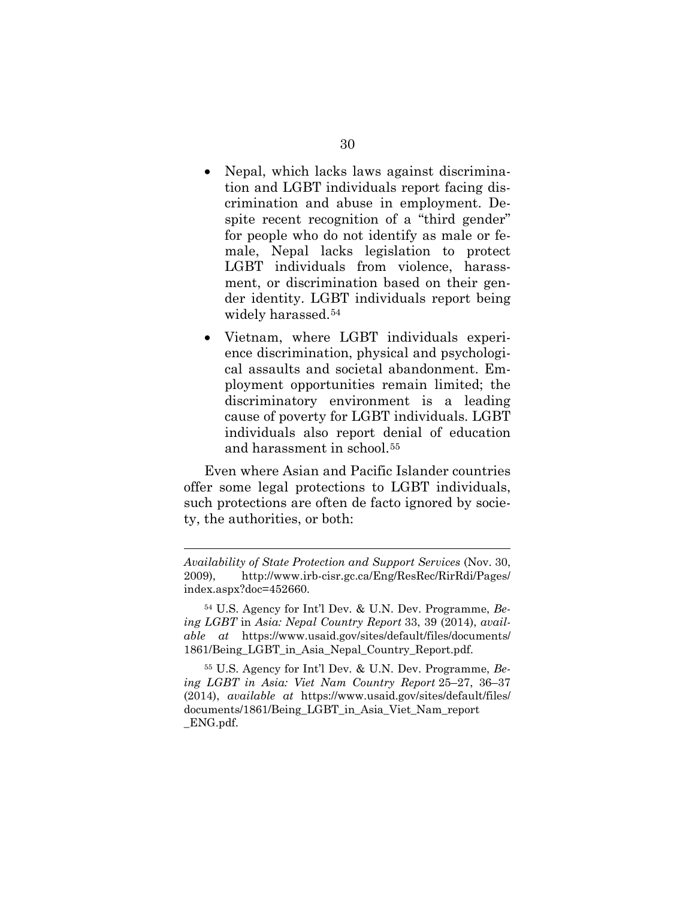- Nepal, which lacks laws against discrimination and LGBT individuals report facing discrimination and abuse in employment. Despite recent recognition of a "third gender" for people who do not identify as male or female, Nepal lacks legislation to protect LGBT individuals from violence, harassment, or discrimination based on their gender identity. LGBT individuals report being widely harassed.[54]

- Vietnam, where LGBT individuals experience discrimination, physical and psychological assaults and societal abandonment. Employment opportunities remain limited; the discriminatory environment is a leading cause of poverty for LGBT individuals. LGBT individuals also report denial of education and harassment in school.[55]

Even where Asian and Pacific Islander countries offer some legal protections to LGBT individuals, such protections are often de facto ignored by society, the authorities, or both:

---

*Availability of State Protection and Support Services* (Nov. 30, 2009), http://www.irb-cisr.gc.ca/Eng/ResRec/RirRdi/Pages/index.aspx?doc=452660.

[54] U.S. Agency for Int'l Dev. & U.N. Dev. Programme, *Being LGBT* in *Asia: Nepal Country Report* 33, 39 (2014), *available at* https://www.usaid.gov/sites/default/files/documents/1861/Being_LGBT_in_Asia_Nepal_Country_Report.pdf.

[55] U.S. Agency for Int'l Dev. & U.N. Dev. Programme, *Being LGBT in Asia: Viet Nam Country Report* 25–27, 36–37 (2014), *available at* https://www.usaid.gov/sites/default/files/documents/1861/Being_LGBT_in_Asia_Viet_Nam_report_ENG.pdf.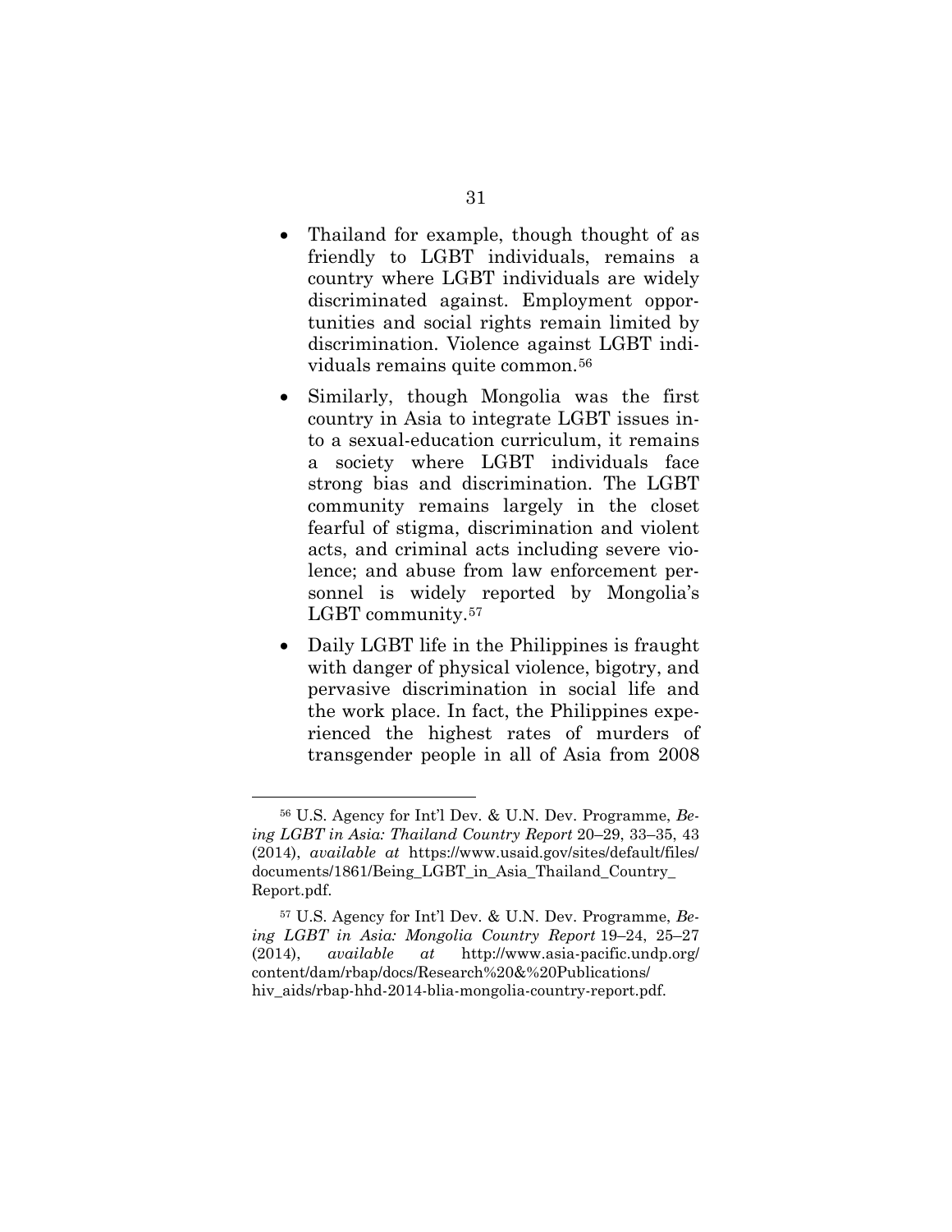- Thailand for example, though thought of as friendly to LGBT individuals, remains a country where LGBT individuals are widely discriminated against. Employment opportunities and social rights remain limited by discrimination. Violence against LGBT individuals remains quite common.[56]

- Similarly, though Mongolia was the first country in Asia to integrate LGBT issues into a sexual-education curriculum, it remains a society where LGBT individuals face strong bias and discrimination. The LGBT community remains largely in the closet fearful of stigma, discrimination and violent acts, and criminal acts including severe violence; and abuse from law enforcement personnel is widely reported by Mongolia's LGBT community.[57]

- Daily LGBT life in the Philippines is fraught with danger of physical violence, bigotry, and pervasive discrimination in social life and the work place. In fact, the Philippines experienced the highest rates of murders of transgender people in all of Asia from 2008

---

[56] U.S. Agency for Int'l Dev. & U.N. Dev. Programme, *Being LGBT in Asia: Thailand Country Report* 20–29, 33–35, 43 (2014), *available at* https://www.usaid.gov/sites/default/files/documents/1861/Being_LGBT_in_Asia_Thailand_Country_Report.pdf.

[57] U.S. Agency for Int'l Dev. & U.N. Dev. Programme, *Being LGBT in Asia: Mongolia Country Report* 19–24, 25–27 (2014), *available at* http://www.asia-pacific.undp.org/content/dam/rbap/docs/Research%20&%20Publications/hiv_aids/rbap-hhd-2014-blia-mongolia-country-report.pdf.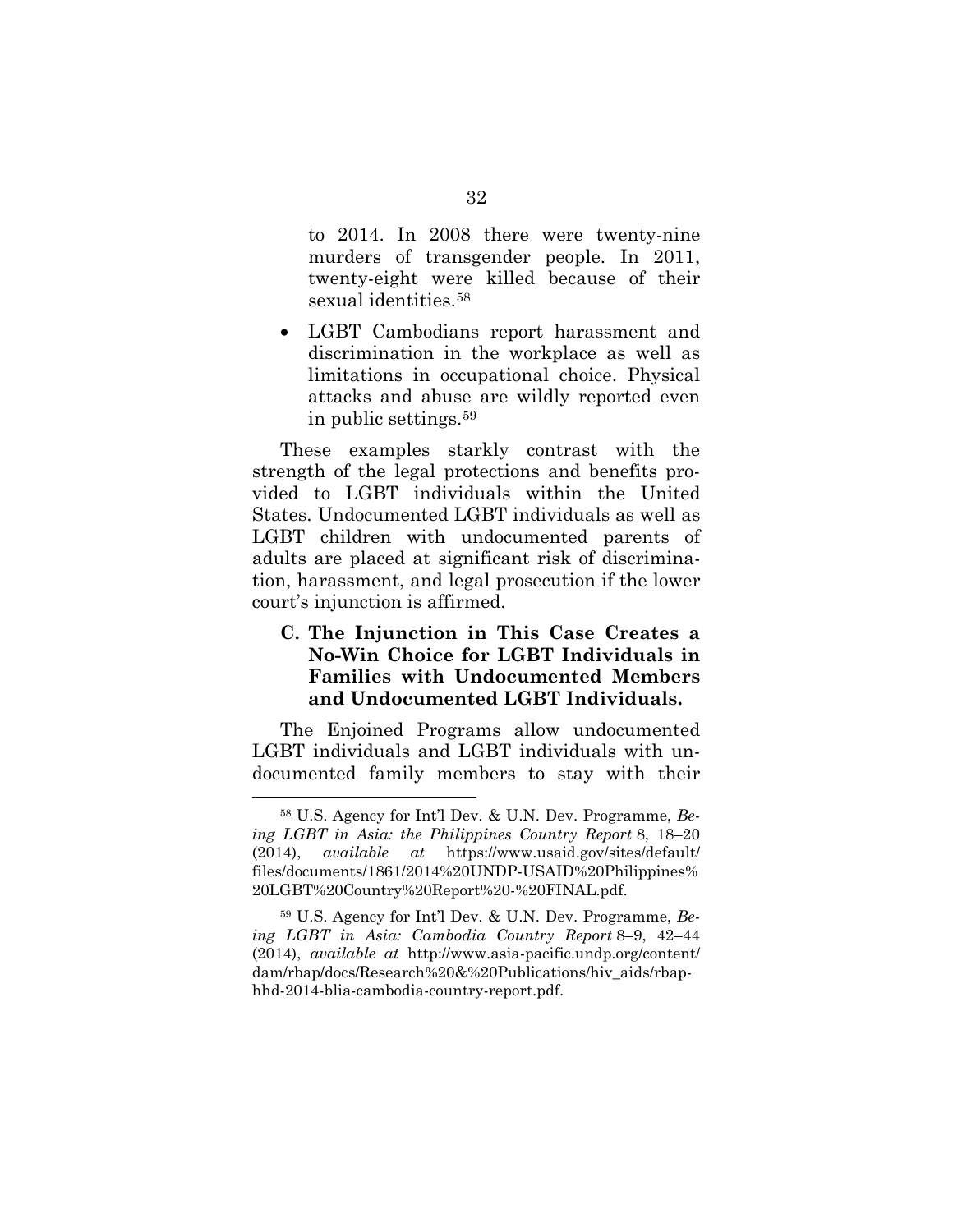to 2014. In 2008 there were twenty-nine murders of transgender people. In 2011, twenty-eight were killed because of their sexual identities.[58]

- LGBT Cambodians report harassment and discrimination in the workplace as well as limitations in occupational choice. Physical attacks and abuse are wildly reported even in public settings.[59]

These examples starkly contrast with the strength of the legal protections and benefits provided to LGBT individuals within the United States. Undocumented LGBT individuals as well as LGBT children with undocumented parents of adults are placed at significant risk of discrimination, harassment, and legal prosecution if the lower court's injunction is affirmed.

### C. The Injunction in This Case Creates a No-Win Choice for LGBT Individuals in Families with Undocumented Members and Undocumented LGBT Individuals.

The Enjoined Programs allow undocumented LGBT individuals and LGBT individuals with undocumented family members to stay with their

---

[58] U.S. Agency for Int'l Dev. & U.N. Dev. Programme, *Being LGBT in Asia: the Philippines Country Report* 8, 18–20 (2014), *available at* https://www.usaid.gov/sites/default/files/documents/1861/2014%20UNDP-USAID%20Philippines%20LGBT%20Country%20Report%20-%20FINAL.pdf.

[59] U.S. Agency for Int'l Dev. & U.N. Dev. Programme, *Being LGBT in Asia: Cambodia Country Report* 8–9, 42–44 (2014), *available at* http://www.asia-pacific.undp.org/content/dam/rbap/docs/Research%20&%20Publications/hiv_aids/rbap-hhd-2014-blia-cambodia-country-report.pdf.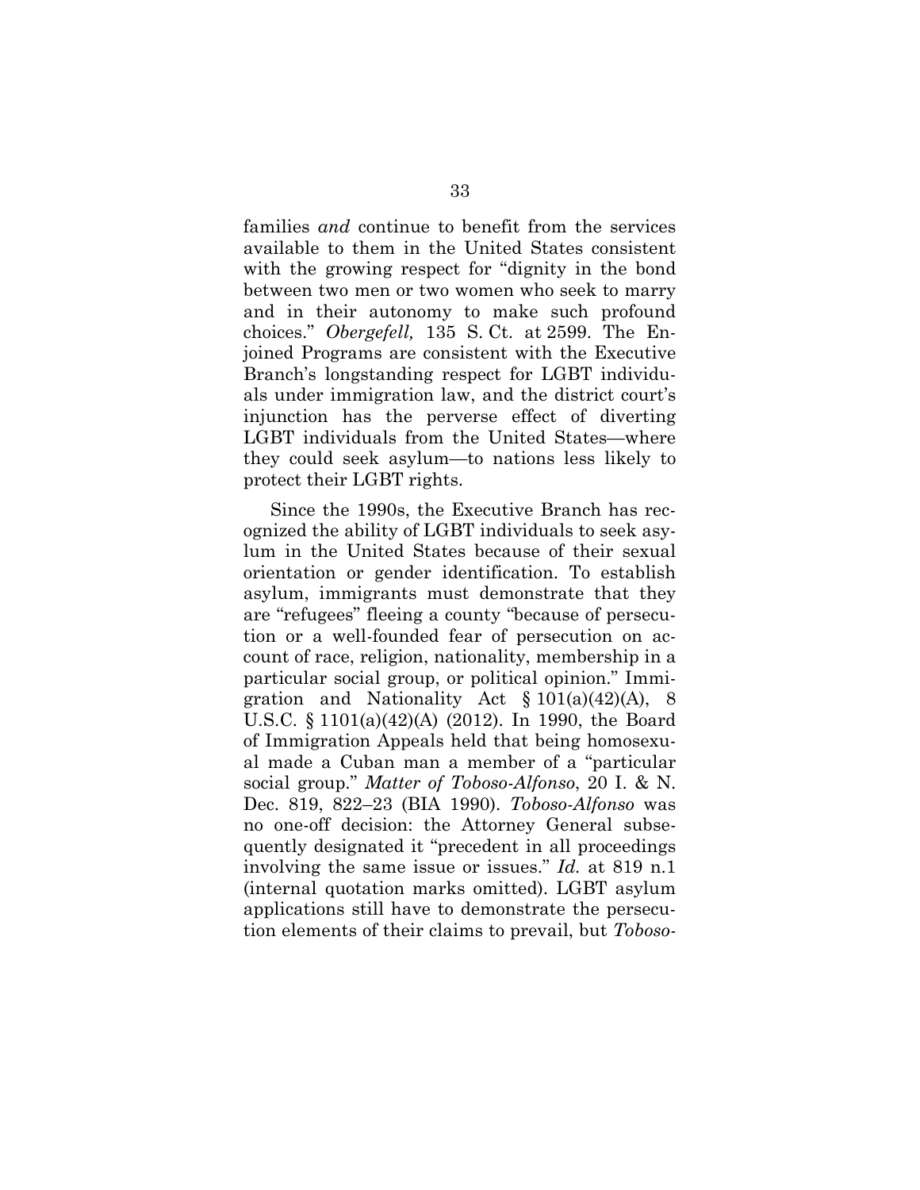families *and* continue to benefit from the services available to them in the United States consistent with the growing respect for "dignity in the bond between two men or two women who seek to marry and in their autonomy to make such profound choices." *Obergefell,* 135 S. Ct. at 2599. The Enjoined Programs are consistent with the Executive Branch's longstanding respect for LGBT individuals under immigration law, and the district court's injunction has the perverse effect of diverting LGBT individuals from the United States—where they could seek asylum—to nations less likely to protect their LGBT rights.

Since the 1990s, the Executive Branch has recognized the ability of LGBT individuals to seek asylum in the United States because of their sexual orientation or gender identification. To establish asylum, immigrants must demonstrate that they are "refugees" fleeing a county "because of persecution or a well-founded fear of persecution on account of race, religion, nationality, membership in a particular social group, or political opinion." Immigration and Nationality Act § 101(a)(42)(A), 8 U.S.C. § 1101(a)(42)(A) (2012). In 1990, the Board of Immigration Appeals held that being homosexual made a Cuban man a member of a "particular social group." *Matter of Toboso-Alfonso*, 20 I. & N. Dec. 819, 822–23 (BIA 1990). *Toboso-Alfonso* was no one-off decision: the Attorney General subsequently designated it "precedent in all proceedings involving the same issue or issues." *Id.* at 819 n.1 (internal quotation marks omitted). LGBT asylum applications still have to demonstrate the persecution elements of their claims to prevail, but *Toboso-*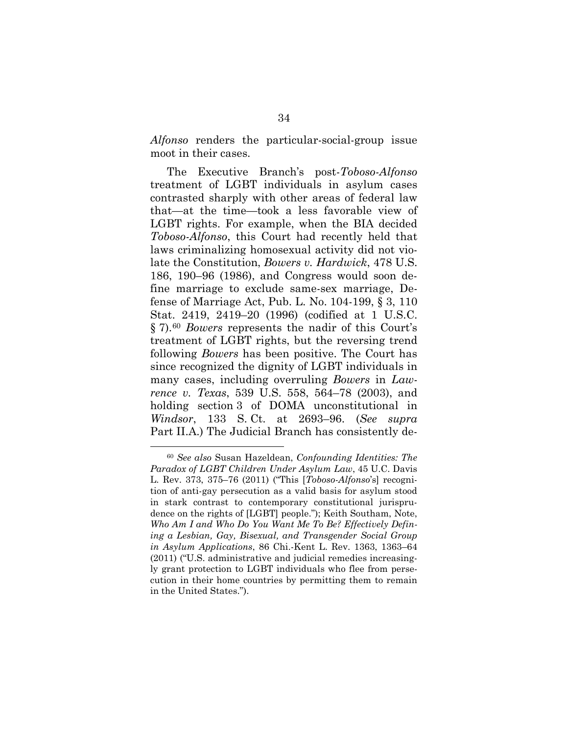*Alfonso* renders the particular-social-group issue moot in their cases.

The Executive Branch's post-*Toboso-Alfonso* treatment of LGBT individuals in asylum cases contrasted sharply with other areas of federal law that—at the time—took a less favorable view of LGBT rights. For example, when the BIA decided *Toboso-Alfonso*, this Court had recently held that laws criminalizing homosexual activity did not violate the Constitution, *Bowers v. Hardwick*, 478 U.S. 186, 190–96 (1986), and Congress would soon define marriage to exclude same-sex marriage, Defense of Marriage Act, Pub. L. No. 104-199, § 3, 110 Stat. 2419, 2419–20 (1996) (codified at 1 U.S.C. § 7).[60] *Bowers* represents the nadir of this Court's treatment of LGBT rights, but the reversing trend following *Bowers* has been positive. The Court has since recognized the dignity of LGBT individuals in many cases, including overruling *Bowers* in *Lawrence v. Texas*, 539 U.S. 558, 564–78 (2003), and holding section 3 of DOMA unconstitutional in *Windsor*, 133 S. Ct. at 2693–96. (*See supra* Part II.A.) The Judicial Branch has consistently de-

---

[60] *See also* Susan Hazeldean, *Confounding Identities: The Paradox of LGBT Children Under Asylum Law*, 45 U.C. Davis L. Rev. 373, 375–76 (2011) ("This [*Toboso-Alfonso*'s] recognition of anti-gay persecution as a valid basis for asylum stood in stark contrast to contemporary constitutional jurisprudence on the rights of [LGBT] people."); Keith Southam, Note, *Who Am I and Who Do You Want Me To Be? Effectively Defining a Lesbian, Gay, Bisexual, and Transgender Social Group in Asylum Applications*, 86 Chi.-Kent L. Rev. 1363, 1363–64 (2011) ("U.S. administrative and judicial remedies increasingly grant protection to LGBT individuals who flee from persecution in their home countries by permitting them to remain in the United States.").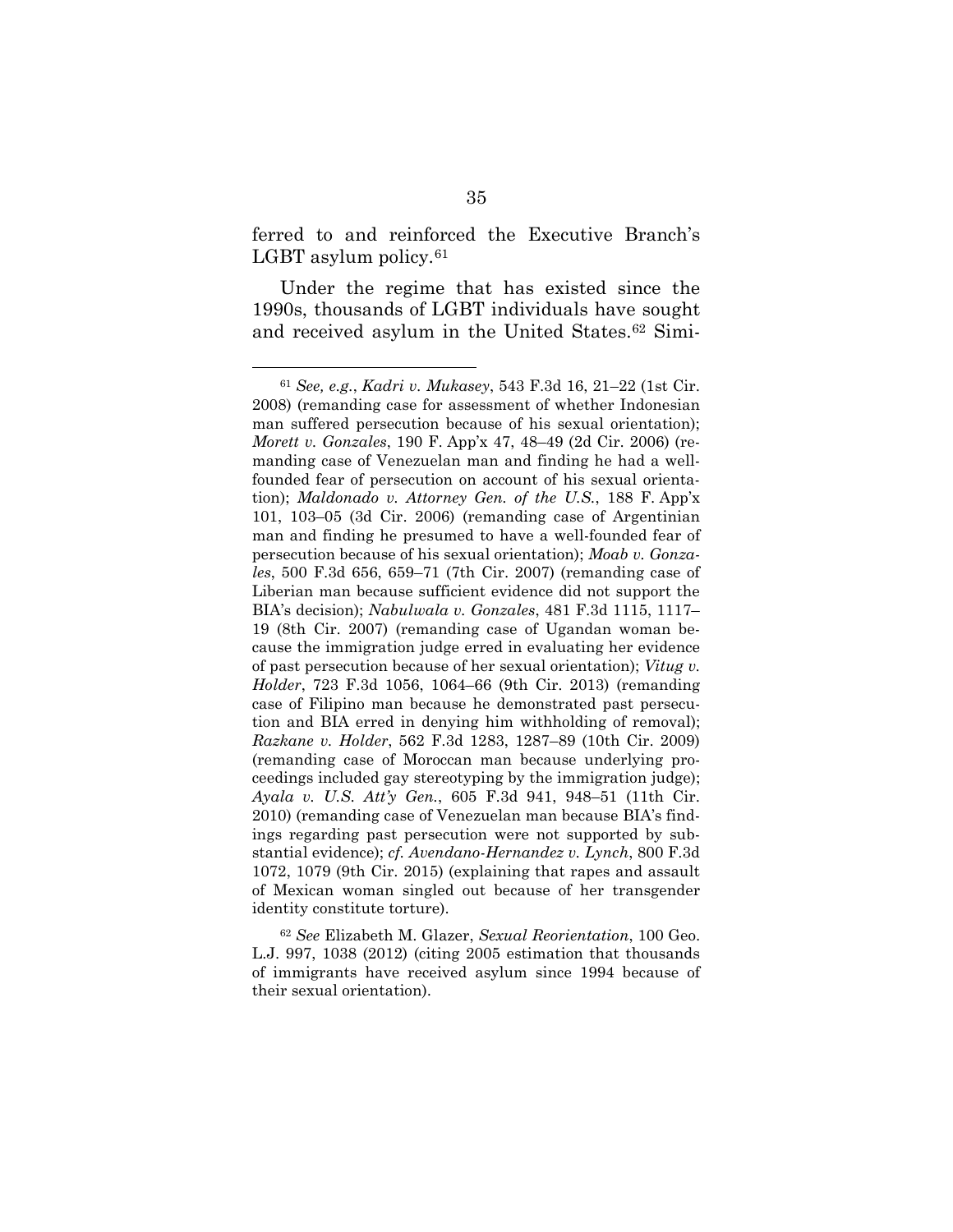ferred to and reinforced the Executive Branch's LGBT asylum policy.[61]

Under the regime that has existed since the 1990s, thousands of LGBT individuals have sought and received asylum in the United States.[62] Simi-

---

[61] *See, e.g.*, *Kadri v. Mukasey*, 543 F.3d 16, 21–22 (1st Cir. 2008) (remanding case for assessment of whether Indonesian man suffered persecution because of his sexual orientation); *Morett v. Gonzales*, 190 F. App'x 47, 48–49 (2d Cir. 2006) (remanding case of Venezuelan man and finding he had a well-founded fear of persecution on account of his sexual orientation); *Maldonado v. Attorney Gen. of the U.S.*, 188 F. App'x 101, 103–05 (3d Cir. 2006) (remanding case of Argentinian man and finding he presumed to have a well-founded fear of persecution because of his sexual orientation); *Moab v. Gonzales*, 500 F.3d 656, 659–71 (7th Cir. 2007) (remanding case of Liberian man because sufficient evidence did not support the BIA's decision); *Nabulwala v. Gonzales*, 481 F.3d 1115, 1117–19 (8th Cir. 2007) (remanding case of Ugandan woman because the immigration judge erred in evaluating her evidence of past persecution because of her sexual orientation); *Vitug v. Holder*, 723 F.3d 1056, 1064–66 (9th Cir. 2013) (remanding case of Filipino man because he demonstrated past persecution and BIA erred in denying him withholding of removal); *Razkane v. Holder*, 562 F.3d 1283, 1287–89 (10th Cir. 2009) (remanding case of Moroccan man because underlying proceedings included gay stereotyping by the immigration judge); *Ayala v. U.S. Att'y Gen.*, 605 F.3d 941, 948–51 (11th Cir. 2010) (remanding case of Venezuelan man because BIA's findings regarding past persecution were not supported by substantial evidence); *cf. Avendano-Hernandez v. Lynch*, 800 F.3d 1072, 1079 (9th Cir. 2015) (explaining that rapes and assault of Mexican woman singled out because of her transgender identity constitute torture).

[62] *See* Elizabeth M. Glazer, *Sexual Reorientation*, 100 Geo. L.J. 997, 1038 (2012) (citing 2005 estimation that thousands of immigrants have received asylum since 1994 because of their sexual orientation).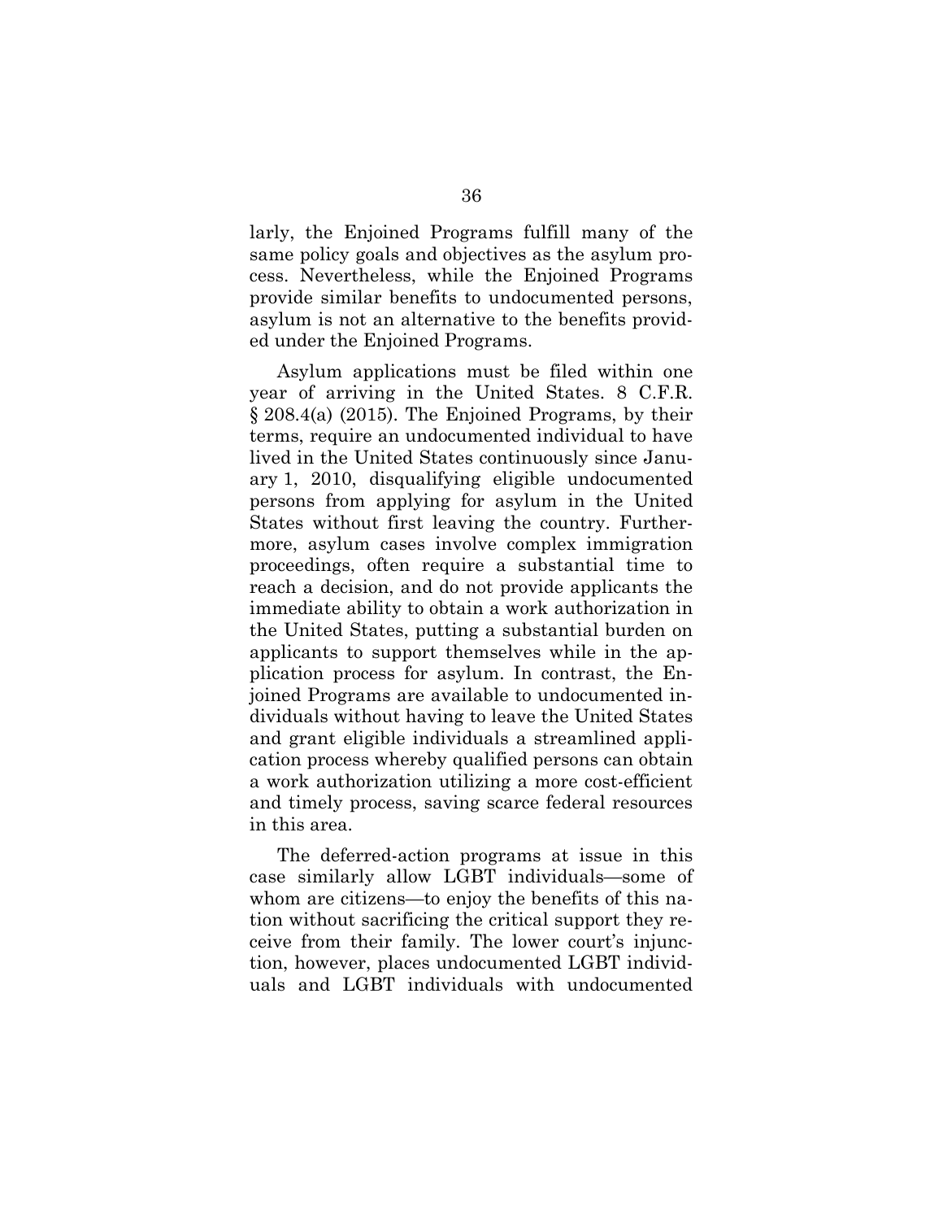larly, the Enjoined Programs fulfill many of the same policy goals and objectives as the asylum process. Nevertheless, while the Enjoined Programs provide similar benefits to undocumented persons, asylum is not an alternative to the benefits provided under the Enjoined Programs.

Asylum applications must be filed within one year of arriving in the United States. 8 C.F.R. § 208.4(a) (2015). The Enjoined Programs, by their terms, require an undocumented individual to have lived in the United States continuously since January 1, 2010, disqualifying eligible undocumented persons from applying for asylum in the United States without first leaving the country. Furthermore, asylum cases involve complex immigration proceedings, often require a substantial time to reach a decision, and do not provide applicants the immediate ability to obtain a work authorization in the United States, putting a substantial burden on applicants to support themselves while in the application process for asylum. In contrast, the Enjoined Programs are available to undocumented individuals without having to leave the United States and grant eligible individuals a streamlined application process whereby qualified persons can obtain a work authorization utilizing a more cost-efficient and timely process, saving scarce federal resources in this area.

The deferred-action programs at issue in this case similarly allow LGBT individuals—some of whom are citizens—to enjoy the benefits of this nation without sacrificing the critical support they receive from their family. The lower court's injunction, however, places undocumented LGBT individuals and LGBT individuals with undocumented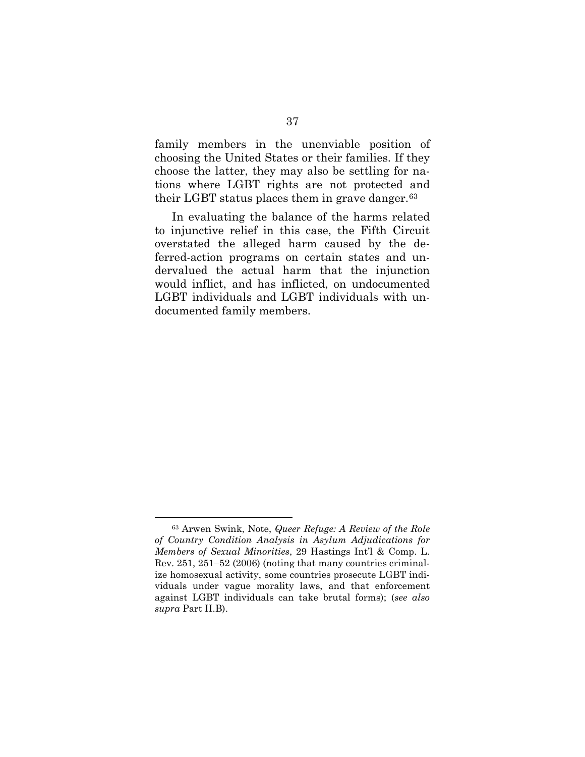family members in the unenviable position of choosing the United States or their families. If they choose the latter, they may also be settling for nations where LGBT rights are not protected and their LGBT status places them in grave danger.[63]

In evaluating the balance of the harms related to injunctive relief in this case, the Fifth Circuit overstated the alleged harm caused by the deferred-action programs on certain states and undervalued the actual harm that the injunction would inflict, and has inflicted, on undocumented LGBT individuals and LGBT individuals with undocumented family members.

---

[63] Arwen Swink, Note, *Queer Refuge: A Review of the Role of Country Condition Analysis in Asylum Adjudications for Members of Sexual Minorities*, 29 Hastings Int'l & Comp. L. Rev. 251, 251–52 (2006) (noting that many countries criminalize homosexual activity, some countries prosecute LGBT individuals under vague morality laws, and that enforcement against LGBT individuals can take brutal forms); (*see also supra* Part II.B).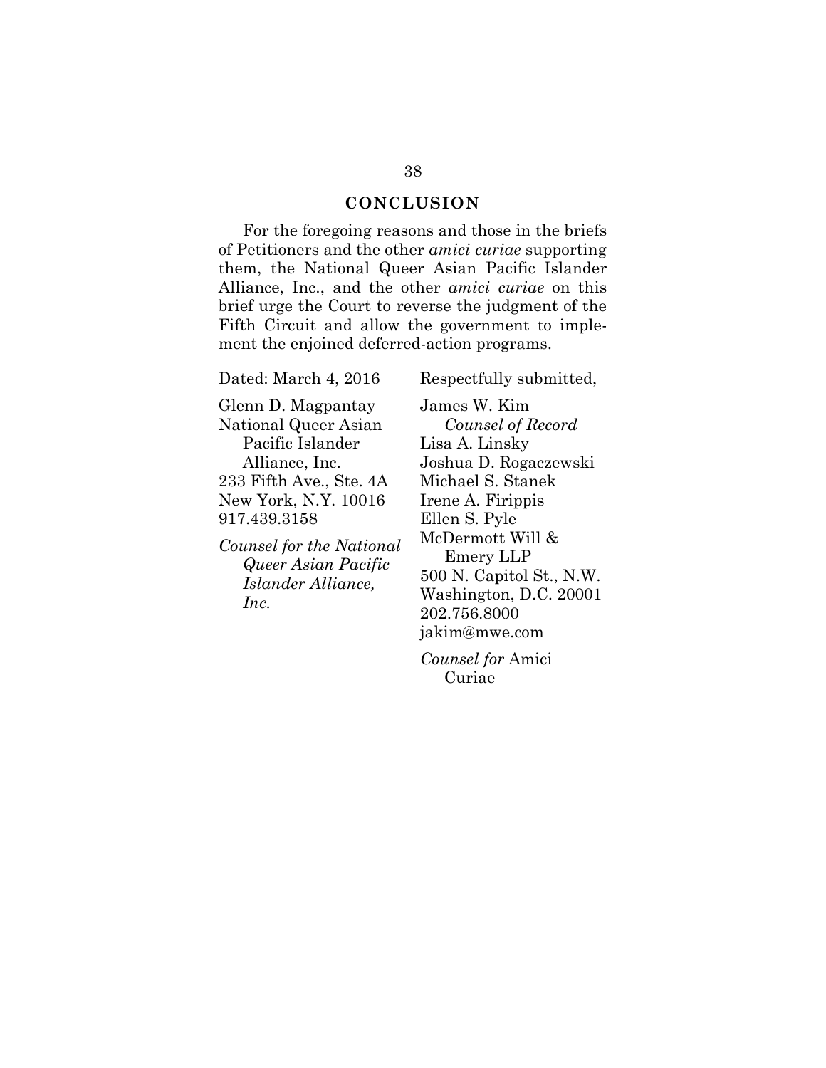## CONCLUSION

For the foregoing reasons and those in the briefs of Petitioners and the other *amici curiae* supporting them, the National Queer Asian Pacific Islander Alliance, Inc., and the other *amici curiae* on this brief urge the Court to reverse the judgment of the Fifth Circuit and allow the government to implement the enjoined deferred-action programs.

Dated: March 4, 2016

Respectfully submitted,

Glenn D. Magpantay
National Queer Asian Pacific Islander Alliance, Inc.
233 Fifth Ave., Ste. 4A
New York, N.Y. 10016
917.439.3158

*Counsel for the National Queer Asian Pacific Islander Alliance, Inc.*

James W. Kim
*Counsel of Record*
Lisa A. Linsky
Joshua D. Rogaczewski
Michael S. Stanek
Irene A. Firippis
Ellen S. Pyle
McDermott Will & Emery LLP
500 N. Capitol St., N.W.
Washington, D.C. 20001
202.756.8000
jakim@mwe.com

*Counsel for* Amici Curiae